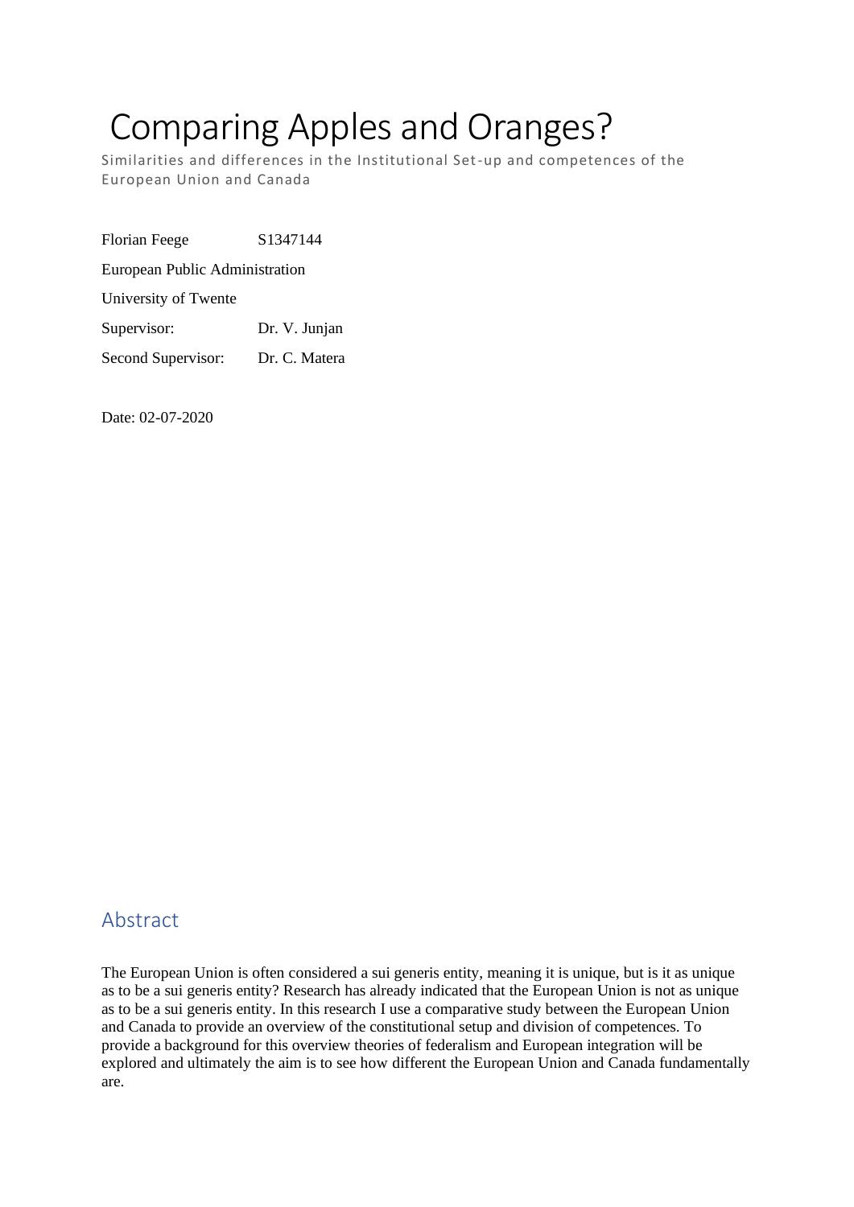# Comparing Apples and Oranges?

Similarities and differences in the Institutional Set-up and competences of the European Union and Canada

| | |
|---|---|
| Florian Feege | S1347144 |
| European Public Administration | |
| University of Twente | |
| Supervisor: | Dr. V. Junjan |
| Second Supervisor: | Dr. C. Matera |

Date: 02-07-2020

## Abstract

The European Union is often considered a sui generis entity, meaning it is unique, but is it as unique as to be a sui generis entity? Research has already indicated that the European Union is not as unique as to be a sui generis entity. In this research I use a comparative study between the European Union and Canada to provide an overview of the constitutional setup and division of competences. To provide a background for this overview theories of federalism and European integration will be explored and ultimately the aim is to see how different the European Union and Canada fundamentally are.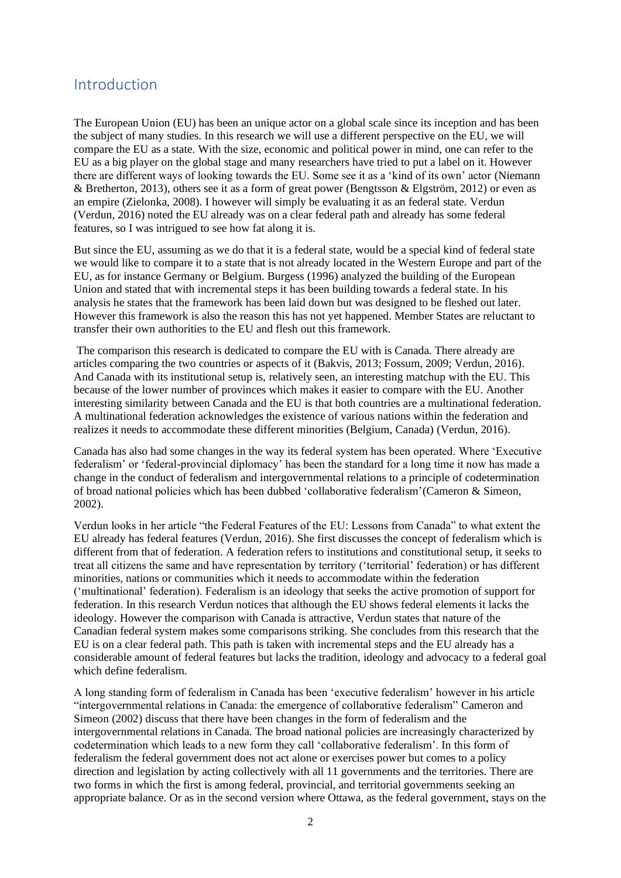## Introduction

The European Union (EU) has been an unique actor on a global scale since its inception and has been the subject of many studies. In this research we will use a different perspective on the EU, we will compare the EU as a state. With the size, economic and political power in mind, one can refer to the EU as a big player on the global stage and many researchers have tried to put a label on it. However there are different ways of looking towards the EU. Some see it as a 'kind of its own' actor (Niemann & Bretherton, 2013), others see it as a form of great power (Bengtsson & Elgström, 2012) or even as an empire (Zielonka, 2008). I however will simply be evaluating it as an federal state. Verdun (Verdun, 2016) noted the EU already was on a clear federal path and already has some federal features, so I was intrigued to see how fat along it is.

But since the EU, assuming as we do that it is a federal state, would be a special kind of federal state we would like to compare it to a state that is not already located in the Western Europe and part of the EU, as for instance Germany or Belgium. Burgess (1996) analyzed the building of the European Union and stated that with incremental steps it has been building towards a federal state. In his analysis he states that the framework has been laid down but was designed to be fleshed out later. However this framework is also the reason this has not yet happened. Member States are reluctant to transfer their own authorities to the EU and flesh out this framework.

The comparison this research is dedicated to compare the EU with is Canada. There already are articles comparing the two countries or aspects of it (Bakvis, 2013; Fossum, 2009; Verdun, 2016). And Canada with its institutional setup is, relatively seen, an interesting matchup with the EU. This because of the lower number of provinces which makes it easier to compare with the EU. Another interesting similarity between Canada and the EU is that both countries are a multinational federation. A multinational federation acknowledges the existence of various nations within the federation and realizes it needs to accommodate these different minorities (Belgium, Canada) (Verdun, 2016).

Canada has also had some changes in the way its federal system has been operated. Where 'Executive federalism' or 'federal-provincial diplomacy' has been the standard for a long time it now has made a change in the conduct of federalism and intergovernmental relations to a principle of codetermination of broad national policies which has been dubbed 'collaborative federalism'(Cameron & Simeon, 2002).

Verdun looks in her article "the Federal Features of the EU: Lessons from Canada" to what extent the EU already has federal features (Verdun, 2016). She first discusses the concept of federalism which is different from that of federation. A federation refers to institutions and constitutional setup, it seeks to treat all citizens the same and have representation by territory ('territorial' federation) or has different minorities, nations or communities which it needs to accommodate within the federation ('multinational' federation). Federalism is an ideology that seeks the active promotion of support for federation. In this research Verdun notices that although the EU shows federal elements it lacks the ideology. However the comparison with Canada is attractive, Verdun states that nature of the Canadian federal system makes some comparisons striking. She concludes from this research that the EU is on a clear federal path. This path is taken with incremental steps and the EU already has a considerable amount of federal features but lacks the tradition, ideology and advocacy to a federal goal which define federalism.

A long standing form of federalism in Canada has been 'executive federalism' however in his article "intergovernmental relations in Canada: the emergence of collaborative federalism" Cameron and Simeon (2002) discuss that there have been changes in the form of federalism and the intergovernmental relations in Canada. The broad national policies are increasingly characterized by codetermination which leads to a new form they call 'collaborative federalism'. In this form of federalism the federal government does not act alone or exercises power but comes to a policy direction and legislation by acting collectively with all 11 governments and the territories. There are two forms in which the first is among federal, provincial, and territorial governments seeking an appropriate balance. Or as in the second version where Ottawa, as the federal government, stays on the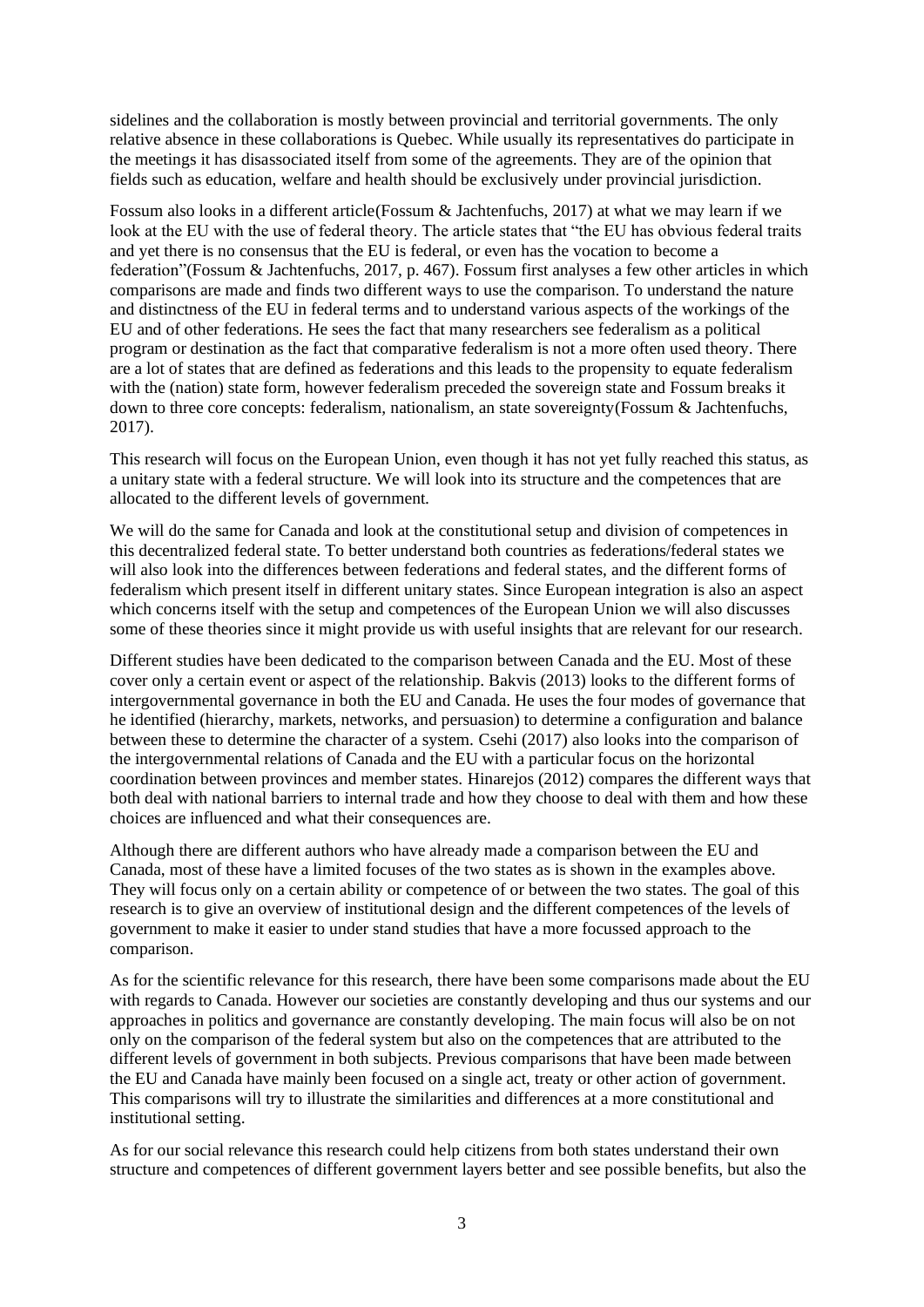sidelines and the collaboration is mostly between provincial and territorial governments. The only relative absence in these collaborations is Quebec. While usually its representatives do participate in the meetings it has disassociated itself from some of the agreements. They are of the opinion that fields such as education, welfare and health should be exclusively under provincial jurisdiction.

Fossum also looks in a different article(Fossum & Jachtenfuchs, 2017) at what we may learn if we look at the EU with the use of federal theory. The article states that "the EU has obvious federal traits and yet there is no consensus that the EU is federal, or even has the vocation to become a federation"(Fossum & Jachtenfuchs, 2017, p. 467). Fossum first analyses a few other articles in which comparisons are made and finds two different ways to use the comparison. To understand the nature and distinctness of the EU in federal terms and to understand various aspects of the workings of the EU and of other federations. He sees the fact that many researchers see federalism as a political program or destination as the fact that comparative federalism is not a more often used theory. There are a lot of states that are defined as federations and this leads to the propensity to equate federalism with the (nation) state form, however federalism preceded the sovereign state and Fossum breaks it down to three core concepts: federalism, nationalism, an state sovereignty(Fossum & Jachtenfuchs, 2017).

This research will focus on the European Union, even though it has not yet fully reached this status, as a unitary state with a federal structure. We will look into its structure and the competences that are allocated to the different levels of government.

We will do the same for Canada and look at the constitutional setup and division of competences in this decentralized federal state. To better understand both countries as federations/federal states we will also look into the differences between federations and federal states, and the different forms of federalism which present itself in different unitary states. Since European integration is also an aspect which concerns itself with the setup and competences of the European Union we will also discusses some of these theories since it might provide us with useful insights that are relevant for our research.

Different studies have been dedicated to the comparison between Canada and the EU. Most of these cover only a certain event or aspect of the relationship. Bakvis (2013) looks to the different forms of intergovernmental governance in both the EU and Canada. He uses the four modes of governance that he identified (hierarchy, markets, networks, and persuasion) to determine a configuration and balance between these to determine the character of a system. Csehi (2017) also looks into the comparison of the intergovernmental relations of Canada and the EU with a particular focus on the horizontal coordination between provinces and member states. Hinarejos (2012) compares the different ways that both deal with national barriers to internal trade and how they choose to deal with them and how these choices are influenced and what their consequences are.

Although there are different authors who have already made a comparison between the EU and Canada, most of these have a limited focuses of the two states as is shown in the examples above. They will focus only on a certain ability or competence of or between the two states. The goal of this research is to give an overview of institutional design and the different competences of the levels of government to make it easier to under stand studies that have a more focussed approach to the comparison.

As for the scientific relevance for this research, there have been some comparisons made about the EU with regards to Canada. However our societies are constantly developing and thus our systems and our approaches in politics and governance are constantly developing. The main focus will also be on not only on the comparison of the federal system but also on the competences that are attributed to the different levels of government in both subjects. Previous comparisons that have been made between the EU and Canada have mainly been focused on a single act, treaty or other action of government. This comparisons will try to illustrate the similarities and differences at a more constitutional and institutional setting.

As for our social relevance this research could help citizens from both states understand their own structure and competences of different government layers better and see possible benefits, but also the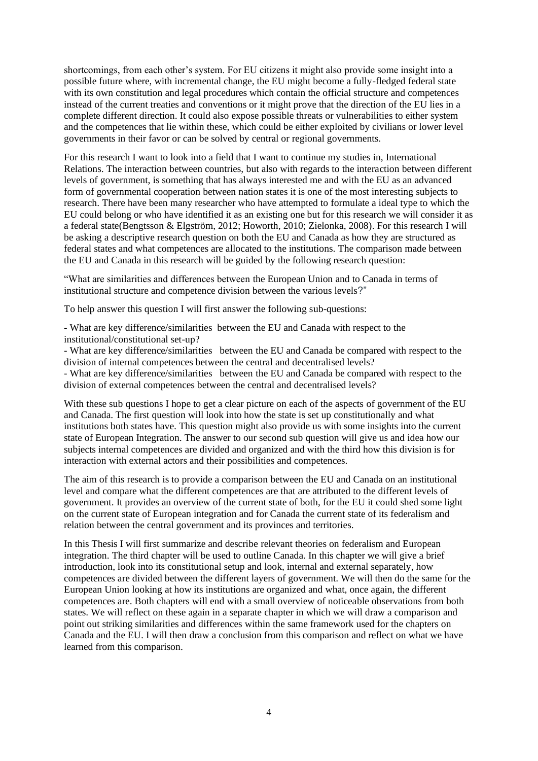shortcomings, from each other's system. For EU citizens it might also provide some insight into a possible future where, with incremental change, the EU might become a fully-fledged federal state with its own constitution and legal procedures which contain the official structure and competences instead of the current treaties and conventions or it might prove that the direction of the EU lies in a complete different direction. It could also expose possible threats or vulnerabilities to either system and the competences that lie within these, which could be either exploited by civilians or lower level governments in their favor or can be solved by central or regional governments.

For this research I want to look into a field that I want to continue my studies in, International Relations. The interaction between countries, but also with regards to the interaction between different levels of government, is something that has always interested me and with the EU as an advanced form of governmental cooperation between nation states it is one of the most interesting subjects to research. There have been many researcher who have attempted to formulate a ideal type to which the EU could belong or who have identified it as an existing one but for this research we will consider it as a federal state(Bengtsson & Elgström, 2012; Howorth, 2010; Zielonka, 2008). For this research I will be asking a descriptive research question on both the EU and Canada as how they are structured as federal states and what competences are allocated to the institutions. The comparison made between the EU and Canada in this research will be guided by the following research question:

"What are similarities and differences between the European Union and to Canada in terms of institutional structure and competence division between the various levels?"

To help answer this question I will first answer the following sub-questions:

- What are key difference/similarities between the EU and Canada with respect to the institutional/constitutional set-up?
- What are key difference/similarities between the EU and Canada be compared with respect to the division of internal competences between the central and decentralised levels?
- What are key difference/similarities between the EU and Canada be compared with respect to the division of external competences between the central and decentralised levels?

With these sub questions I hope to get a clear picture on each of the aspects of government of the EU and Canada. The first question will look into how the state is set up constitutionally and what institutions both states have. This question might also provide us with some insights into the current state of European Integration. The answer to our second sub question will give us and idea how our subjects internal competences are divided and organized and with the third how this division is for interaction with external actors and their possibilities and competences.

The aim of this research is to provide a comparison between the EU and Canada on an institutional level and compare what the different competences are that are attributed to the different levels of government. It provides an overview of the current state of both, for the EU it could shed some light on the current state of European integration and for Canada the current state of its federalism and relation between the central government and its provinces and territories.

In this Thesis I will first summarize and describe relevant theories on federalism and European integration. The third chapter will be used to outline Canada. In this chapter we will give a brief introduction, look into its constitutional setup and look, internal and external separately, how competences are divided between the different layers of government. We will then do the same for the European Union looking at how its institutions are organized and what, once again, the different competences are. Both chapters will end with a small overview of noticeable observations from both states. We will reflect on these again in a separate chapter in which we will draw a comparison and point out striking similarities and differences within the same framework used for the chapters on Canada and the EU. I will then draw a conclusion from this comparison and reflect on what we have learned from this comparison.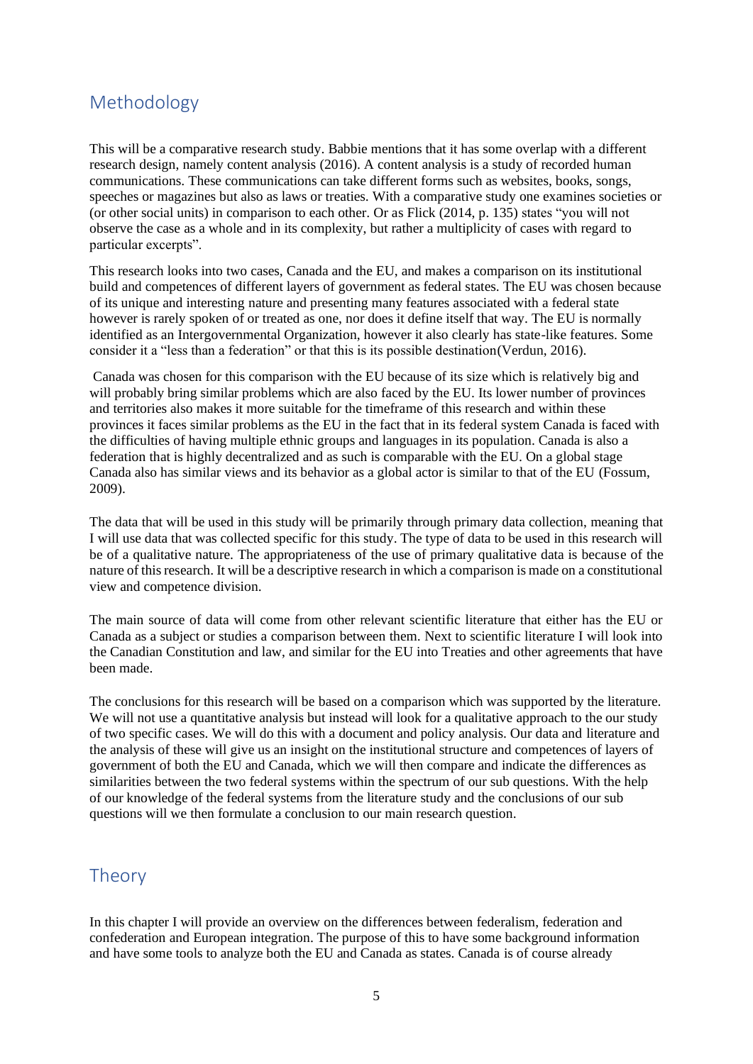## Methodology

This will be a comparative research study. Babbie mentions that it has some overlap with a different research design, namely content analysis (2016). A content analysis is a study of recorded human communications. These communications can take different forms such as websites, books, songs, speeches or magazines but also as laws or treaties. With a comparative study one examines societies or (or other social units) in comparison to each other. Or as Flick (2014, p. 135) states "you will not observe the case as a whole and in its complexity, but rather a multiplicity of cases with regard to particular excerpts".

This research looks into two cases, Canada and the EU, and makes a comparison on its institutional build and competences of different layers of government as federal states. The EU was chosen because of its unique and interesting nature and presenting many features associated with a federal state however is rarely spoken of or treated as one, nor does it define itself that way. The EU is normally identified as an Intergovernmental Organization, however it also clearly has state-like features. Some consider it a "less than a federation" or that this is its possible destination(Verdun, 2016).

Canada was chosen for this comparison with the EU because of its size which is relatively big and will probably bring similar problems which are also faced by the EU. Its lower number of provinces and territories also makes it more suitable for the timeframe of this research and within these provinces it faces similar problems as the EU in the fact that in its federal system Canada is faced with the difficulties of having multiple ethnic groups and languages in its population. Canada is also a federation that is highly decentralized and as such is comparable with the EU. On a global stage Canada also has similar views and its behavior as a global actor is similar to that of the EU (Fossum, 2009).

The data that will be used in this study will be primarily through primary data collection, meaning that I will use data that was collected specific for this study. The type of data to be used in this research will be of a qualitative nature. The appropriateness of the use of primary qualitative data is because of the nature of this research. It will be a descriptive research in which a comparison is made on a constitutional view and competence division.

The main source of data will come from other relevant scientific literature that either has the EU or Canada as a subject or studies a comparison between them. Next to scientific literature I will look into the Canadian Constitution and law, and similar for the EU into Treaties and other agreements that have been made.

The conclusions for this research will be based on a comparison which was supported by the literature. We will not use a quantitative analysis but instead will look for a qualitative approach to the our study of two specific cases. We will do this with a document and policy analysis. Our data and literature and the analysis of these will give us an insight on the institutional structure and competences of layers of government of both the EU and Canada, which we will then compare and indicate the differences as similarities between the two federal systems within the spectrum of our sub questions. With the help of our knowledge of the federal systems from the literature study and the conclusions of our sub questions will we then formulate a conclusion to our main research question.

## Theory

In this chapter I will provide an overview on the differences between federalism, federation and confederation and European integration. The purpose of this to have some background information and have some tools to analyze both the EU and Canada as states. Canada is of course already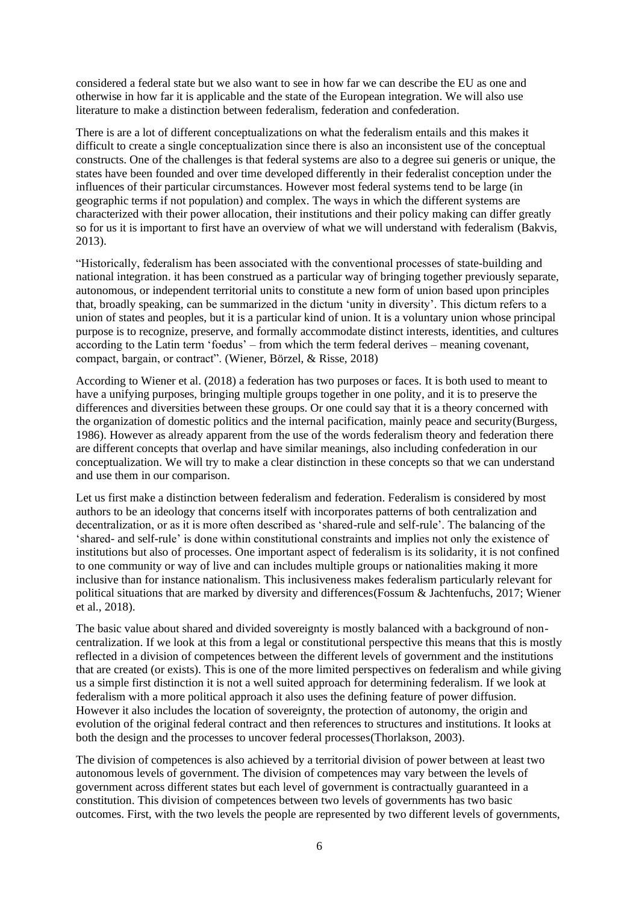considered a federal state but we also want to see in how far we can describe the EU as one and otherwise in how far it is applicable and the state of the European integration. We will also use literature to make a distinction between federalism, federation and confederation.

There is are a lot of different conceptualizations on what the federalism entails and this makes it difficult to create a single conceptualization since there is also an inconsistent use of the conceptual constructs. One of the challenges is that federal systems are also to a degree sui generis or unique, the states have been founded and over time developed differently in their federalist conception under the influences of their particular circumstances. However most federal systems tend to be large (in geographic terms if not population) and complex. The ways in which the different systems are characterized with their power allocation, their institutions and their policy making can differ greatly so for us it is important to first have an overview of what we will understand with federalism (Bakvis, 2013).

"Historically, federalism has been associated with the conventional processes of state-building and national integration. it has been construed as a particular way of bringing together previously separate, autonomous, or independent territorial units to constitute a new form of union based upon principles that, broadly speaking, can be summarized in the dictum 'unity in diversity'. This dictum refers to a union of states and peoples, but it is a particular kind of union. It is a voluntary union whose principal purpose is to recognize, preserve, and formally accommodate distinct interests, identities, and cultures according to the Latin term 'foedus' – from which the term federal derives – meaning covenant, compact, bargain, or contract". (Wiener, Börzel, & Risse, 2018)

According to Wiener et al. (2018) a federation has two purposes or faces. It is both used to meant to have a unifying purposes, bringing multiple groups together in one polity, and it is to preserve the differences and diversities between these groups. Or one could say that it is a theory concerned with the organization of domestic politics and the internal pacification, mainly peace and security(Burgess, 1986). However as already apparent from the use of the words federalism theory and federation there are different concepts that overlap and have similar meanings, also including confederation in our conceptualization. We will try to make a clear distinction in these concepts so that we can understand and use them in our comparison.

Let us first make a distinction between federalism and federation. Federalism is considered by most authors to be an ideology that concerns itself with incorporates patterns of both centralization and decentralization, or as it is more often described as 'shared-rule and self-rule'. The balancing of the 'shared- and self-rule' is done within constitutional constraints and implies not only the existence of institutions but also of processes. One important aspect of federalism is its solidarity, it is not confined to one community or way of live and can includes multiple groups or nationalities making it more inclusive than for instance nationalism. This inclusiveness makes federalism particularly relevant for political situations that are marked by diversity and differences(Fossum & Jachtenfuchs, 2017; Wiener et al., 2018).

The basic value about shared and divided sovereignty is mostly balanced with a background of non-centralization. If we look at this from a legal or constitutional perspective this means that this is mostly reflected in a division of competences between the different levels of government and the institutions that are created (or exists). This is one of the more limited perspectives on federalism and while giving us a simple first distinction it is not a well suited approach for determining federalism. If we look at federalism with a more political approach it also uses the defining feature of power diffusion. However it also includes the location of sovereignty, the protection of autonomy, the origin and evolution of the original federal contract and then references to structures and institutions. It looks at both the design and the processes to uncover federal processes(Thorlakson, 2003).

The division of competences is also achieved by a territorial division of power between at least two autonomous levels of government. The division of competences may vary between the levels of government across different states but each level of government is contractually guaranteed in a constitution. This division of competences between two levels of governments has two basic outcomes. First, with the two levels the people are represented by two different levels of governments,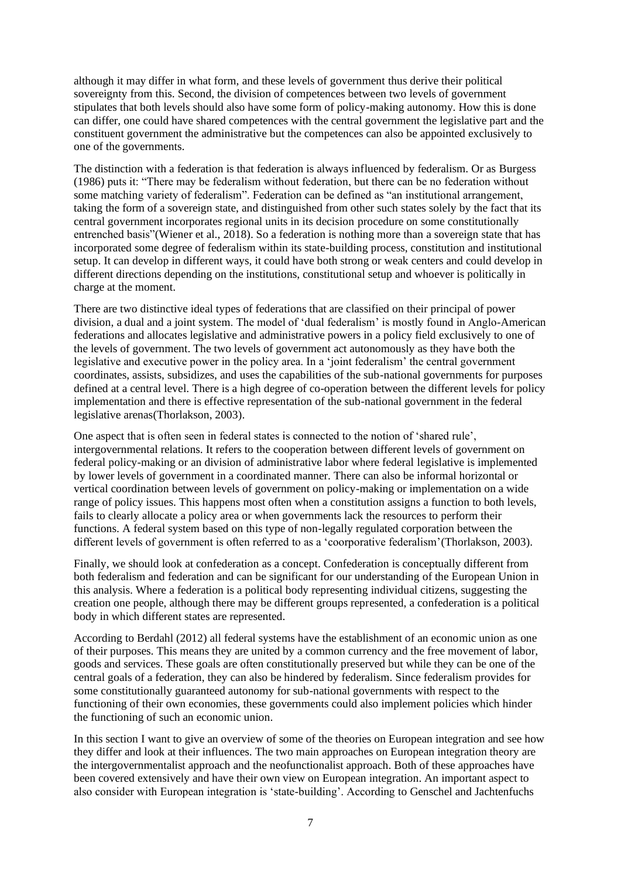although it may differ in what form, and these levels of government thus derive their political sovereignty from this. Second, the division of competences between two levels of government stipulates that both levels should also have some form of policy-making autonomy. How this is done can differ, one could have shared competences with the central government the legislative part and the constituent government the administrative but the competences can also be appointed exclusively to one of the governments.

The distinction with a federation is that federation is always influenced by federalism. Or as Burgess (1986) puts it: "There may be federalism without federation, but there can be no federation without some matching variety of federalism". Federation can be defined as "an institutional arrangement, taking the form of a sovereign state, and distinguished from other such states solely by the fact that its central government incorporates regional units in its decision procedure on some constitutionally entrenched basis"(Wiener et al., 2018). So a federation is nothing more than a sovereign state that has incorporated some degree of federalism within its state-building process, constitution and institutional setup. It can develop in different ways, it could have both strong or weak centers and could develop in different directions depending on the institutions, constitutional setup and whoever is politically in charge at the moment.

There are two distinctive ideal types of federations that are classified on their principal of power division, a dual and a joint system. The model of 'dual federalism' is mostly found in Anglo-American federations and allocates legislative and administrative powers in a policy field exclusively to one of the levels of government. The two levels of government act autonomously as they have both the legislative and executive power in the policy area. In a 'joint federalism' the central government coordinates, assists, subsidizes, and uses the capabilities of the sub-national governments for purposes defined at a central level. There is a high degree of co-operation between the different levels for policy implementation and there is effective representation of the sub-national government in the federal legislative arenas(Thorlakson, 2003).

One aspect that is often seen in federal states is connected to the notion of 'shared rule', intergovernmental relations. It refers to the cooperation between different levels of government on federal policy-making or an division of administrative labor where federal legislative is implemented by lower levels of government in a coordinated manner. There can also be informal horizontal or vertical coordination between levels of government on policy-making or implementation on a wide range of policy issues. This happens most often when a constitution assigns a function to both levels, fails to clearly allocate a policy area or when governments lack the resources to perform their functions. A federal system based on this type of non-legally regulated corporation between the different levels of government is often referred to as a 'coorporative federalism'(Thorlakson, 2003).

Finally, we should look at confederation as a concept. Confederation is conceptually different from both federalism and federation and can be significant for our understanding of the European Union in this analysis. Where a federation is a political body representing individual citizens, suggesting the creation one people, although there may be different groups represented, a confederation is a political body in which different states are represented.

According to Berdahl (2012) all federal systems have the establishment of an economic union as one of their purposes. This means they are united by a common currency and the free movement of labor, goods and services. These goals are often constitutionally preserved but while they can be one of the central goals of a federation, they can also be hindered by federalism. Since federalism provides for some constitutionally guaranteed autonomy for sub-national governments with respect to the functioning of their own economies, these governments could also implement policies which hinder the functioning of such an economic union.

In this section I want to give an overview of some of the theories on European integration and see how they differ and look at their influences. The two main approaches on European integration theory are the intergovernmentalist approach and the neofunctionalist approach. Both of these approaches have been covered extensively and have their own view on European integration. An important aspect to also consider with European integration is 'state-building'. According to Genschel and Jachtenfuchs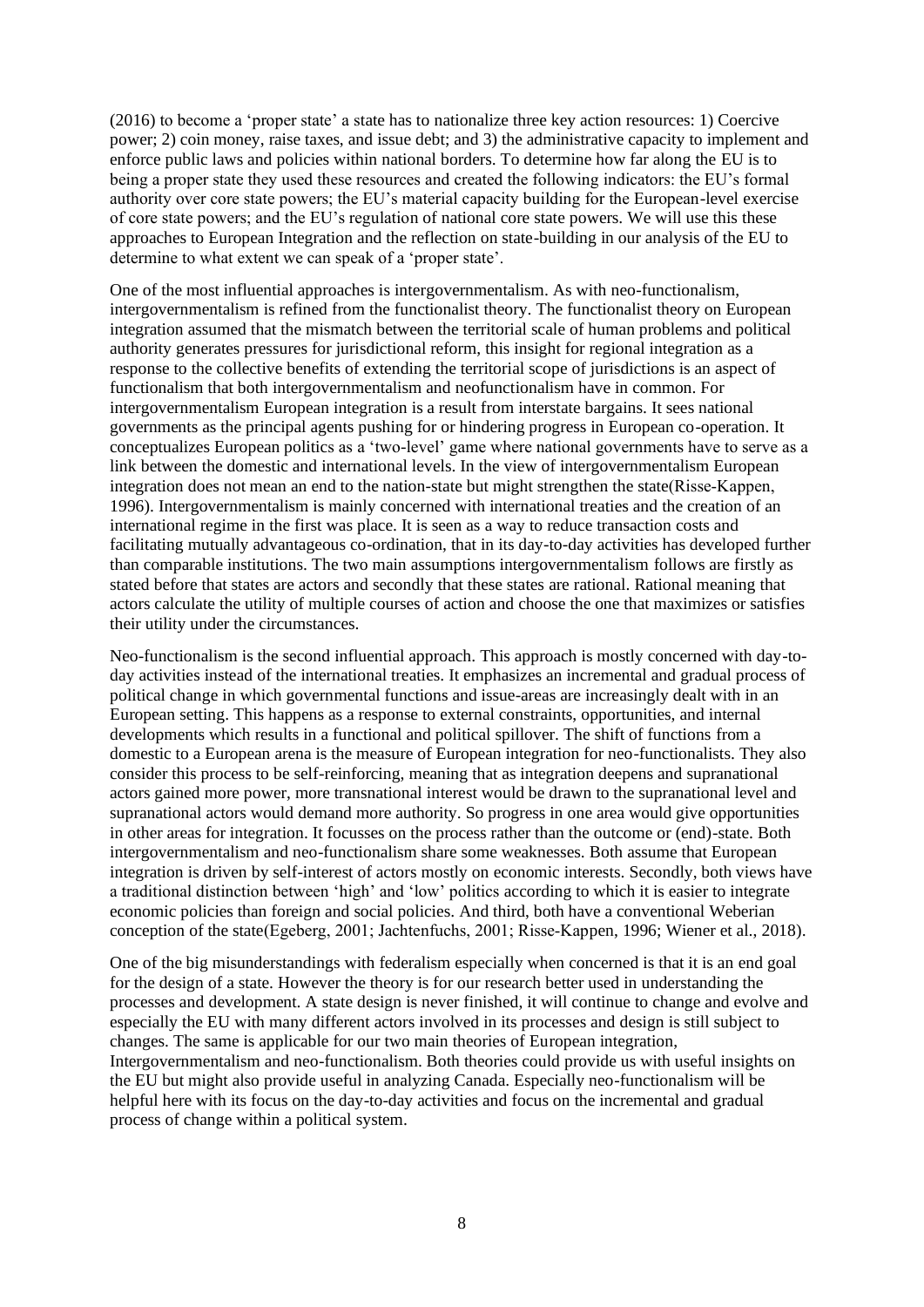(2016) to become a 'proper state' a state has to nationalize three key action resources: 1) Coercive power; 2) coin money, raise taxes, and issue debt; and 3) the administrative capacity to implement and enforce public laws and policies within national borders. To determine how far along the EU is to being a proper state they used these resources and created the following indicators: the EU's formal authority over core state powers; the EU's material capacity building for the European-level exercise of core state powers; and the EU's regulation of national core state powers. We will use this these approaches to European Integration and the reflection on state-building in our analysis of the EU to determine to what extent we can speak of a 'proper state'.

One of the most influential approaches is intergovernmentalism. As with neo-functionalism, intergovernmentalism is refined from the functionalist theory. The functionalist theory on European integration assumed that the mismatch between the territorial scale of human problems and political authority generates pressures for jurisdictional reform, this insight for regional integration as a response to the collective benefits of extending the territorial scope of jurisdictions is an aspect of functionalism that both intergovernmentalism and neofunctionalism have in common. For intergovernmentalism European integration is a result from interstate bargains. It sees national governments as the principal agents pushing for or hindering progress in European co-operation. It conceptualizes European politics as a 'two-level' game where national governments have to serve as a link between the domestic and international levels. In the view of intergovernmentalism European integration does not mean an end to the nation-state but might strengthen the state(Risse-Kappen, 1996). Intergovernmentalism is mainly concerned with international treaties and the creation of an international regime in the first was place. It is seen as a way to reduce transaction costs and facilitating mutually advantageous co-ordination, that in its day-to-day activities has developed further than comparable institutions. The two main assumptions intergovernmentalism follows are firstly as stated before that states are actors and secondly that these states are rational. Rational meaning that actors calculate the utility of multiple courses of action and choose the one that maximizes or satisfies their utility under the circumstances.

Neo-functionalism is the second influential approach. This approach is mostly concerned with day-to-day activities instead of the international treaties. It emphasizes an incremental and gradual process of political change in which governmental functions and issue-areas are increasingly dealt with in an European setting. This happens as a response to external constraints, opportunities, and internal developments which results in a functional and political spillover. The shift of functions from a domestic to a European arena is the measure of European integration for neo-functionalists. They also consider this process to be self-reinforcing, meaning that as integration deepens and supranational actors gained more power, more transnational interest would be drawn to the supranational level and supranational actors would demand more authority. So progress in one area would give opportunities in other areas for integration. It focusses on the process rather than the outcome or (end)-state. Both intergovernmentalism and neo-functionalism share some weaknesses. Both assume that European integration is driven by self-interest of actors mostly on economic interests. Secondly, both views have a traditional distinction between 'high' and 'low' politics according to which it is easier to integrate economic policies than foreign and social policies. And third, both have a conventional Weberian conception of the state(Egeberg, 2001; Jachtenfuchs, 2001; Risse-Kappen, 1996; Wiener et al., 2018).

One of the big misunderstandings with federalism especially when concerned is that it is an end goal for the design of a state. However the theory is for our research better used in understanding the processes and development. A state design is never finished, it will continue to change and evolve and especially the EU with many different actors involved in its processes and design is still subject to changes. The same is applicable for our two main theories of European integration, Intergovernmentalism and neo-functionalism. Both theories could provide us with useful insights on the EU but might also provide useful in analyzing Canada. Especially neo-functionalism will be helpful here with its focus on the day-to-day activities and focus on the incremental and gradual process of change within a political system.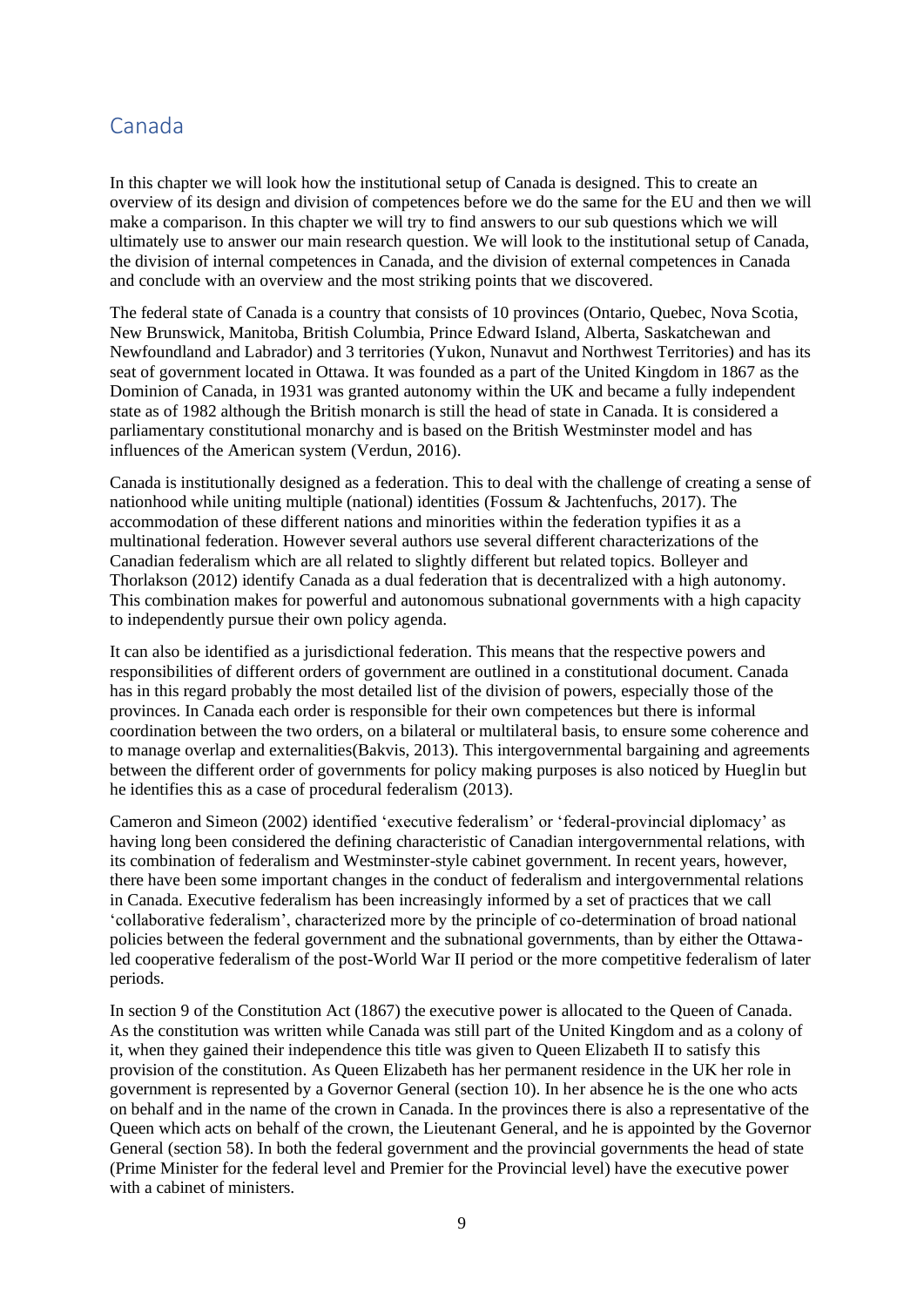## Canada

In this chapter we will look how the institutional setup of Canada is designed. This to create an overview of its design and division of competences before we do the same for the EU and then we will make a comparison. In this chapter we will try to find answers to our sub questions which we will ultimately use to answer our main research question. We will look to the institutional setup of Canada, the division of internal competences in Canada, and the division of external competences in Canada and conclude with an overview and the most striking points that we discovered.

The federal state of Canada is a country that consists of 10 provinces (Ontario, Quebec, Nova Scotia, New Brunswick, Manitoba, British Columbia, Prince Edward Island, Alberta, Saskatchewan and Newfoundland and Labrador) and 3 territories (Yukon, Nunavut and Northwest Territories) and has its seat of government located in Ottawa. It was founded as a part of the United Kingdom in 1867 as the Dominion of Canada, in 1931 was granted autonomy within the UK and became a fully independent state as of 1982 although the British monarch is still the head of state in Canada. It is considered a parliamentary constitutional monarchy and is based on the British Westminster model and has influences of the American system (Verdun, 2016).

Canada is institutionally designed as a federation. This to deal with the challenge of creating a sense of nationhood while uniting multiple (national) identities (Fossum & Jachtenfuchs, 2017). The accommodation of these different nations and minorities within the federation typifies it as a multinational federation. However several authors use several different characterizations of the Canadian federalism which are all related to slightly different but related topics. Bolleyer and Thorlakson (2012) identify Canada as a dual federation that is decentralized with a high autonomy. This combination makes for powerful and autonomous subnational governments with a high capacity to independently pursue their own policy agenda.

It can also be identified as a jurisdictional federation. This means that the respective powers and responsibilities of different orders of government are outlined in a constitutional document. Canada has in this regard probably the most detailed list of the division of powers, especially those of the provinces. In Canada each order is responsible for their own competences but there is informal coordination between the two orders, on a bilateral or multilateral basis, to ensure some coherence and to manage overlap and externalities(Bakvis, 2013). This intergovernmental bargaining and agreements between the different order of governments for policy making purposes is also noticed by Hueglin but he identifies this as a case of procedural federalism (2013).

Cameron and Simeon (2002) identified 'executive federalism' or 'federal-provincial diplomacy' as having long been considered the defining characteristic of Canadian intergovernmental relations, with its combination of federalism and Westminster-style cabinet government. In recent years, however, there have been some important changes in the conduct of federalism and intergovernmental relations in Canada. Executive federalism has been increasingly informed by a set of practices that we call 'collaborative federalism', characterized more by the principle of co-determination of broad national policies between the federal government and the subnational governments, than by either the Ottawa-led cooperative federalism of the post-World War II period or the more competitive federalism of later periods.

In section 9 of the Constitution Act (1867) the executive power is allocated to the Queen of Canada. As the constitution was written while Canada was still part of the United Kingdom and as a colony of it, when they gained their independence this title was given to Queen Elizabeth II to satisfy this provision of the constitution. As Queen Elizabeth has her permanent residence in the UK her role in government is represented by a Governor General (section 10). In her absence he is the one who acts on behalf and in the name of the crown in Canada. In the provinces there is also a representative of the Queen which acts on behalf of the crown, the Lieutenant General, and he is appointed by the Governor General (section 58). In both the federal government and the provincial governments the head of state (Prime Minister for the federal level and Premier for the Provincial level) have the executive power with a cabinet of ministers.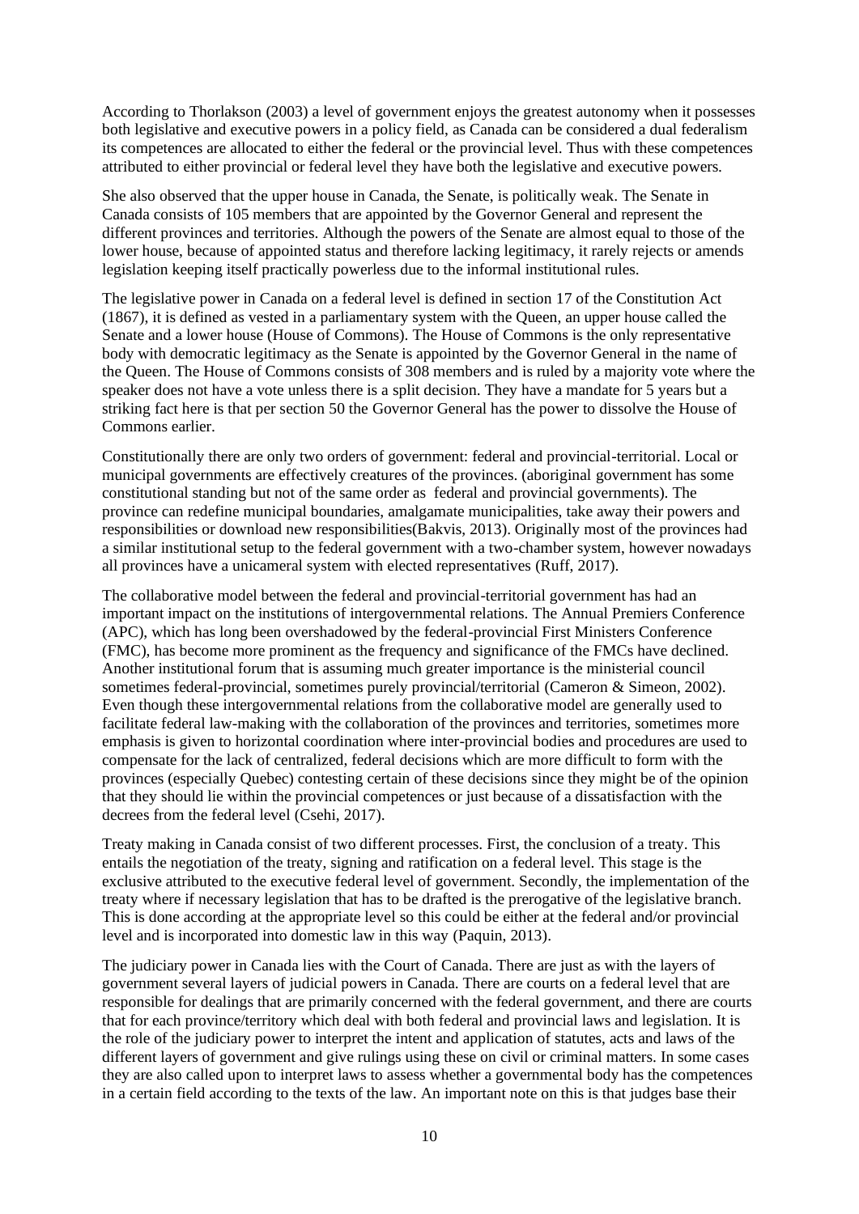According to Thorlakson (2003) a level of government enjoys the greatest autonomy when it possesses both legislative and executive powers in a policy field, as Canada can be considered a dual federalism its competences are allocated to either the federal or the provincial level. Thus with these competences attributed to either provincial or federal level they have both the legislative and executive powers.

She also observed that the upper house in Canada, the Senate, is politically weak. The Senate in Canada consists of 105 members that are appointed by the Governor General and represent the different provinces and territories. Although the powers of the Senate are almost equal to those of the lower house, because of appointed status and therefore lacking legitimacy, it rarely rejects or amends legislation keeping itself practically powerless due to the informal institutional rules.

The legislative power in Canada on a federal level is defined in section 17 of the Constitution Act (1867), it is defined as vested in a parliamentary system with the Queen, an upper house called the Senate and a lower house (House of Commons). The House of Commons is the only representative body with democratic legitimacy as the Senate is appointed by the Governor General in the name of the Queen. The House of Commons consists of 308 members and is ruled by a majority vote where the speaker does not have a vote unless there is a split decision. They have a mandate for 5 years but a striking fact here is that per section 50 the Governor General has the power to dissolve the House of Commons earlier.

Constitutionally there are only two orders of government: federal and provincial-territorial. Local or municipal governments are effectively creatures of the provinces. (aboriginal government has some constitutional standing but not of the same order as federal and provincial governments). The province can redefine municipal boundaries, amalgamate municipalities, take away their powers and responsibilities or download new responsibilities(Bakvis, 2013). Originally most of the provinces had a similar institutional setup to the federal government with a two-chamber system, however nowadays all provinces have a unicameral system with elected representatives (Ruff, 2017).

The collaborative model between the federal and provincial-territorial government has had an important impact on the institutions of intergovernmental relations. The Annual Premiers Conference (APC), which has long been overshadowed by the federal-provincial First Ministers Conference (FMC), has become more prominent as the frequency and significance of the FMCs have declined. Another institutional forum that is assuming much greater importance is the ministerial council sometimes federal-provincial, sometimes purely provincial/territorial (Cameron & Simeon, 2002). Even though these intergovernmental relations from the collaborative model are generally used to facilitate federal law-making with the collaboration of the provinces and territories, sometimes more emphasis is given to horizontal coordination where inter-provincial bodies and procedures are used to compensate for the lack of centralized, federal decisions which are more difficult to form with the provinces (especially Quebec) contesting certain of these decisions since they might be of the opinion that they should lie within the provincial competences or just because of a dissatisfaction with the decrees from the federal level (Csehi, 2017).

Treaty making in Canada consist of two different processes. First, the conclusion of a treaty. This entails the negotiation of the treaty, signing and ratification on a federal level. This stage is the exclusive attributed to the executive federal level of government. Secondly, the implementation of the treaty where if necessary legislation that has to be drafted is the prerogative of the legislative branch. This is done according at the appropriate level so this could be either at the federal and/or provincial level and is incorporated into domestic law in this way (Paquin, 2013).

The judiciary power in Canada lies with the Court of Canada. There are just as with the layers of government several layers of judicial powers in Canada. There are courts on a federal level that are responsible for dealings that are primarily concerned with the federal government, and there are courts that for each province/territory which deal with both federal and provincial laws and legislation. It is the role of the judiciary power to interpret the intent and application of statutes, acts and laws of the different layers of government and give rulings using these on civil or criminal matters. In some cases they are also called upon to interpret laws to assess whether a governmental body has the competences in a certain field according to the texts of the law. An important note on this is that judges base their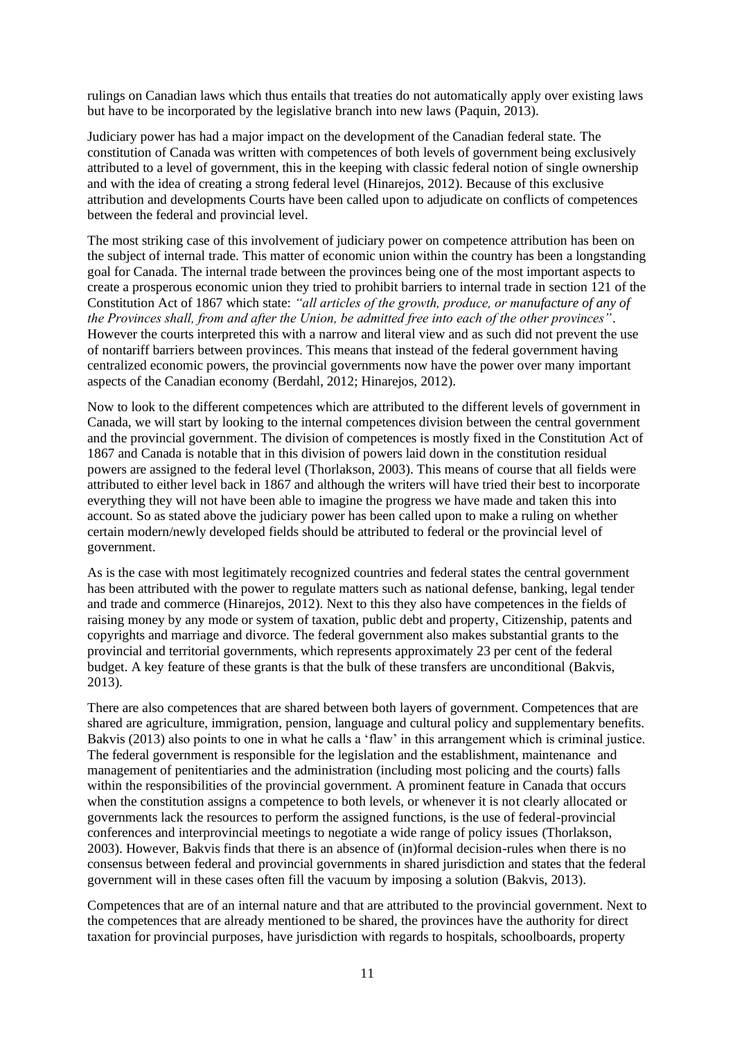rulings on Canadian laws which thus entails that treaties do not automatically apply over existing laws but have to be incorporated by the legislative branch into new laws (Paquin, 2013).

Judiciary power has had a major impact on the development of the Canadian federal state. The constitution of Canada was written with competences of both levels of government being exclusively attributed to a level of government, this in the keeping with classic federal notion of single ownership and with the idea of creating a strong federal level (Hinarejos, 2012). Because of this exclusive attribution and developments Courts have been called upon to adjudicate on conflicts of competences between the federal and provincial level.

The most striking case of this involvement of judiciary power on competence attribution has been on the subject of internal trade. This matter of economic union within the country has been a longstanding goal for Canada. The internal trade between the provinces being one of the most important aspects to create a prosperous economic union they tried to prohibit barriers to internal trade in section 121 of the Constitution Act of 1867 which state: *"all articles of the growth, produce, or manufacture of any of the Provinces shall, from and after the Union, be admitted free into each of the other provinces"*. However the courts interpreted this with a narrow and literal view and as such did not prevent the use of nontariff barriers between provinces. This means that instead of the federal government having centralized economic powers, the provincial governments now have the power over many important aspects of the Canadian economy (Berdahl, 2012; Hinarejos, 2012).

Now to look to the different competences which are attributed to the different levels of government in Canada, we will start by looking to the internal competences division between the central government and the provincial government. The division of competences is mostly fixed in the Constitution Act of 1867 and Canada is notable that in this division of powers laid down in the constitution residual powers are assigned to the federal level (Thorlakson, 2003). This means of course that all fields were attributed to either level back in 1867 and although the writers will have tried their best to incorporate everything they will not have been able to imagine the progress we have made and taken this into account. So as stated above the judiciary power has been called upon to make a ruling on whether certain modern/newly developed fields should be attributed to federal or the provincial level of government.

As is the case with most legitimately recognized countries and federal states the central government has been attributed with the power to regulate matters such as national defense, banking, legal tender and trade and commerce (Hinarejos, 2012). Next to this they also have competences in the fields of raising money by any mode or system of taxation, public debt and property, Citizenship, patents and copyrights and marriage and divorce. The federal government also makes substantial grants to the provincial and territorial governments, which represents approximately 23 per cent of the federal budget. A key feature of these grants is that the bulk of these transfers are unconditional (Bakvis, 2013).

There are also competences that are shared between both layers of government. Competences that are shared are agriculture, immigration, pension, language and cultural policy and supplementary benefits. Bakvis (2013) also points to one in what he calls a 'flaw' in this arrangement which is criminal justice. The federal government is responsible for the legislation and the establishment, maintenance and management of penitentiaries and the administration (including most policing and the courts) falls within the responsibilities of the provincial government. A prominent feature in Canada that occurs when the constitution assigns a competence to both levels, or whenever it is not clearly allocated or governments lack the resources to perform the assigned functions, is the use of federal-provincial conferences and interprovincial meetings to negotiate a wide range of policy issues (Thorlakson, 2003). However, Bakvis finds that there is an absence of (in)formal decision-rules when there is no consensus between federal and provincial governments in shared jurisdiction and states that the federal government will in these cases often fill the vacuum by imposing a solution (Bakvis, 2013).

Competences that are of an internal nature and that are attributed to the provincial government. Next to the competences that are already mentioned to be shared, the provinces have the authority for direct taxation for provincial purposes, have jurisdiction with regards to hospitals, schoolboards, property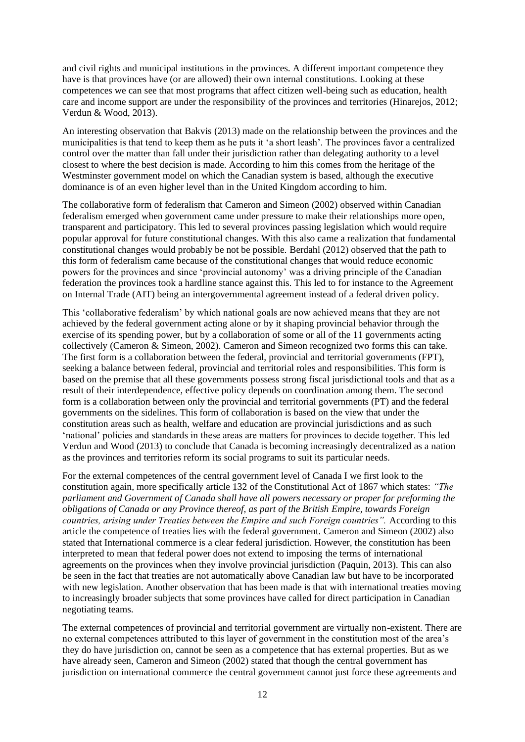and civil rights and municipal institutions in the provinces. A different important competence they have is that provinces have (or are allowed) their own internal constitutions. Looking at these competences we can see that most programs that affect citizen well-being such as education, health care and income support are under the responsibility of the provinces and territories (Hinarejos, 2012; Verdun & Wood, 2013).

An interesting observation that Bakvis (2013) made on the relationship between the provinces and the municipalities is that tend to keep them as he puts it 'a short leash'. The provinces favor a centralized control over the matter than fall under their jurisdiction rather than delegating authority to a level closest to where the best decision is made. According to him this comes from the heritage of the Westminster government model on which the Canadian system is based, although the executive dominance is of an even higher level than in the United Kingdom according to him.

The collaborative form of federalism that Cameron and Simeon (2002) observed within Canadian federalism emerged when government came under pressure to make their relationships more open, transparent and participatory. This led to several provinces passing legislation which would require popular approval for future constitutional changes. With this also came a realization that fundamental constitutional changes would probably be not be possible. Berdahl (2012) observed that the path to this form of federalism came because of the constitutional changes that would reduce economic powers for the provinces and since 'provincial autonomy' was a driving principle of the Canadian federation the provinces took a hardline stance against this. This led to for instance to the Agreement on Internal Trade (AIT) being an intergovernmental agreement instead of a federal driven policy.

This 'collaborative federalism' by which national goals are now achieved means that they are not achieved by the federal government acting alone or by it shaping provincial behavior through the exercise of its spending power, but by a collaboration of some or all of the 11 governments acting collectively (Cameron & Simeon, 2002). Cameron and Simeon recognized two forms this can take. The first form is a collaboration between the federal, provincial and territorial governments (FPT), seeking a balance between federal, provincial and territorial roles and responsibilities. This form is based on the premise that all these governments possess strong fiscal jurisdictional tools and that as a result of their interdependence, effective policy depends on coordination among them. The second form is a collaboration between only the provincial and territorial governments (PT) and the federal governments on the sidelines. This form of collaboration is based on the view that under the constitution areas such as health, welfare and education are provincial jurisdictions and as such 'national' policies and standards in these areas are matters for provinces to decide together. This led Verdun and Wood (2013) to conclude that Canada is becoming increasingly decentralized as a nation as the provinces and territories reform its social programs to suit its particular needs.

For the external competences of the central government level of Canada I we first look to the constitution again, more specifically article 132 of the Constitutional Act of 1867 which states: *"The parliament and Government of Canada shall have all powers necessary or proper for preforming the obligations of Canada or any Province thereof, as part of the British Empire, towards Foreign countries, arising under Treaties between the Empire and such Foreign countries".* According to this article the competence of treaties lies with the federal government. Cameron and Simeon (2002) also stated that International commerce is a clear federal jurisdiction. However, the constitution has been interpreted to mean that federal power does not extend to imposing the terms of international agreements on the provinces when they involve provincial jurisdiction (Paquin, 2013). This can also be seen in the fact that treaties are not automatically above Canadian law but have to be incorporated with new legislation. Another observation that has been made is that with international treaties moving to increasingly broader subjects that some provinces have called for direct participation in Canadian negotiating teams.

The external competences of provincial and territorial government are virtually non-existent. There are no external competences attributed to this layer of government in the constitution most of the area's they do have jurisdiction on, cannot be seen as a competence that has external properties. But as we have already seen, Cameron and Simeon (2002) stated that though the central government has jurisdiction on international commerce the central government cannot just force these agreements and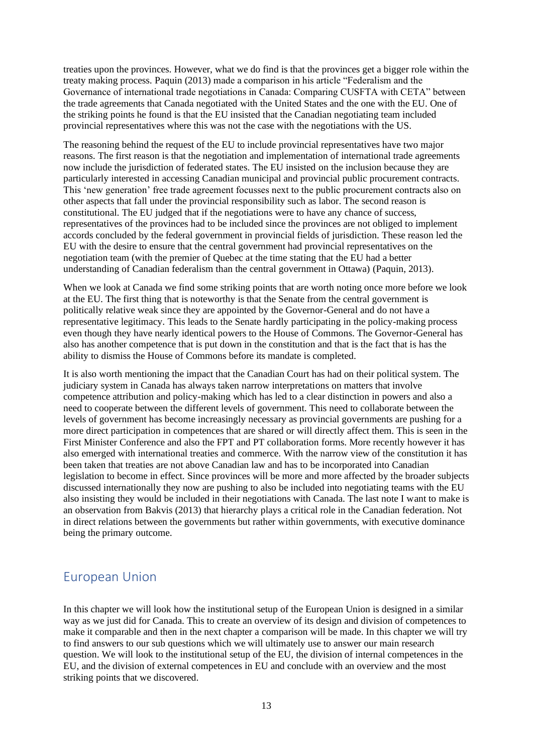treaties upon the provinces. However, what we do find is that the provinces get a bigger role within the treaty making process. Paquin (2013) made a comparison in his article "Federalism and the Governance of international trade negotiations in Canada: Comparing CUSFTA with CETA" between the trade agreements that Canada negotiated with the United States and the one with the EU. One of the striking points he found is that the EU insisted that the Canadian negotiating team included provincial representatives where this was not the case with the negotiations with the US.

The reasoning behind the request of the EU to include provincial representatives have two major reasons. The first reason is that the negotiation and implementation of international trade agreements now include the jurisdiction of federated states. The EU insisted on the inclusion because they are particularly interested in accessing Canadian municipal and provincial public procurement contracts. This 'new generation' free trade agreement focusses next to the public procurement contracts also on other aspects that fall under the provincial responsibility such as labor. The second reason is constitutional. The EU judged that if the negotiations were to have any chance of success, representatives of the provinces had to be included since the provinces are not obliged to implement accords concluded by the federal government in provincial fields of jurisdiction. These reason led the EU with the desire to ensure that the central government had provincial representatives on the negotiation team (with the premier of Quebec at the time stating that the EU had a better understanding of Canadian federalism than the central government in Ottawa) (Paquin, 2013).

When we look at Canada we find some striking points that are worth noting once more before we look at the EU. The first thing that is noteworthy is that the Senate from the central government is politically relative weak since they are appointed by the Governor-General and do not have a representative legitimacy. This leads to the Senate hardly participating in the policy-making process even though they have nearly identical powers to the House of Commons. The Governor-General has also has another competence that is put down in the constitution and that is the fact that is has the ability to dismiss the House of Commons before its mandate is completed.

It is also worth mentioning the impact that the Canadian Court has had on their political system. The judiciary system in Canada has always taken narrow interpretations on matters that involve competence attribution and policy-making which has led to a clear distinction in powers and also a need to cooperate between the different levels of government. This need to collaborate between the levels of government has become increasingly necessary as provincial governments are pushing for a more direct participation in competences that are shared or will directly affect them. This is seen in the First Minister Conference and also the FPT and PT collaboration forms. More recently however it has also emerged with international treaties and commerce. With the narrow view of the constitution it has been taken that treaties are not above Canadian law and has to be incorporated into Canadian legislation to become in effect. Since provinces will be more and more affected by the broader subjects discussed internationally they now are pushing to also be included into negotiating teams with the EU also insisting they would be included in their negotiations with Canada. The last note I want to make is an observation from Bakvis (2013) that hierarchy plays a critical role in the Canadian federation. Not in direct relations between the governments but rather within governments, with executive dominance being the primary outcome.

## European Union

In this chapter we will look how the institutional setup of the European Union is designed in a similar way as we just did for Canada. This to create an overview of its design and division of competences to make it comparable and then in the next chapter a comparison will be made. In this chapter we will try to find answers to our sub questions which we will ultimately use to answer our main research question. We will look to the institutional setup of the EU, the division of internal competences in the EU, and the division of external competences in EU and conclude with an overview and the most striking points that we discovered.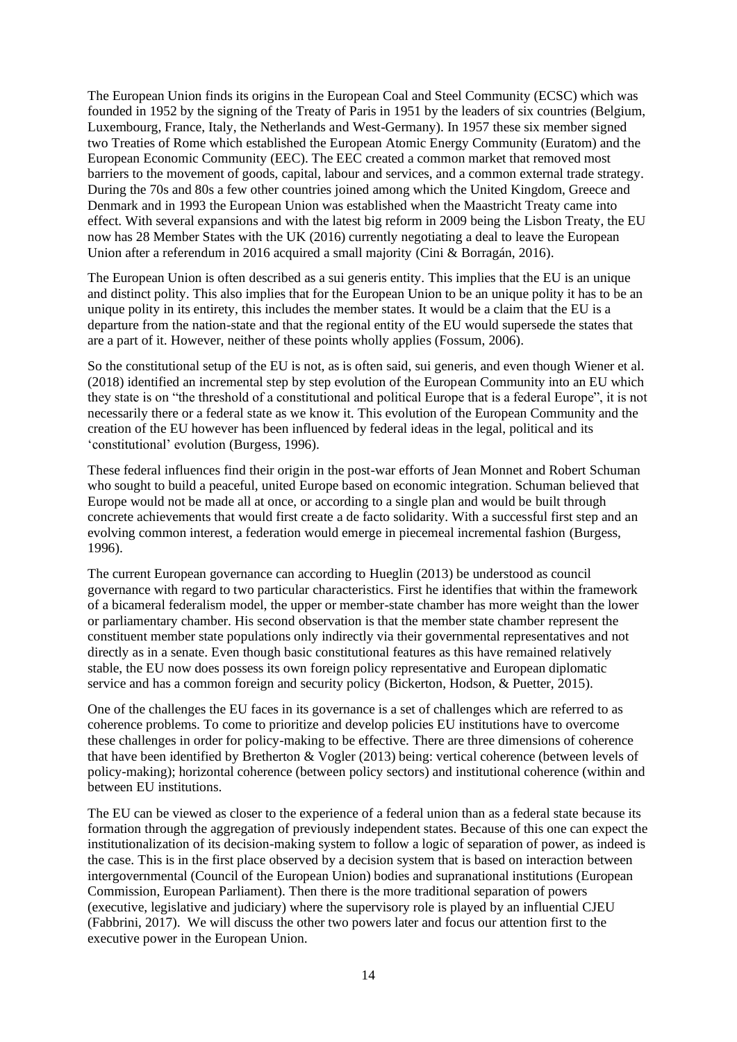The European Union finds its origins in the European Coal and Steel Community (ECSC) which was founded in 1952 by the signing of the Treaty of Paris in 1951 by the leaders of six countries (Belgium, Luxembourg, France, Italy, the Netherlands and West-Germany). In 1957 these six member signed two Treaties of Rome which established the European Atomic Energy Community (Euratom) and the European Economic Community (EEC). The EEC created a common market that removed most barriers to the movement of goods, capital, labour and services, and a common external trade strategy. During the 70s and 80s a few other countries joined among which the United Kingdom, Greece and Denmark and in 1993 the European Union was established when the Maastricht Treaty came into effect. With several expansions and with the latest big reform in 2009 being the Lisbon Treaty, the EU now has 28 Member States with the UK (2016) currently negotiating a deal to leave the European Union after a referendum in 2016 acquired a small majority (Cini & Borragán, 2016).

The European Union is often described as a sui generis entity. This implies that the EU is an unique and distinct polity. This also implies that for the European Union to be an unique polity it has to be an unique polity in its entirety, this includes the member states. It would be a claim that the EU is a departure from the nation-state and that the regional entity of the EU would supersede the states that are a part of it. However, neither of these points wholly applies (Fossum, 2006).

So the constitutional setup of the EU is not, as is often said, sui generis, and even though Wiener et al. (2018) identified an incremental step by step evolution of the European Community into an EU which they state is on "the threshold of a constitutional and political Europe that is a federal Europe", it is not necessarily there or a federal state as we know it. This evolution of the European Community and the creation of the EU however has been influenced by federal ideas in the legal, political and its 'constitutional' evolution (Burgess, 1996).

These federal influences find their origin in the post-war efforts of Jean Monnet and Robert Schuman who sought to build a peaceful, united Europe based on economic integration. Schuman believed that Europe would not be made all at once, or according to a single plan and would be built through concrete achievements that would first create a de facto solidarity. With a successful first step and an evolving common interest, a federation would emerge in piecemeal incremental fashion (Burgess, 1996).

The current European governance can according to Hueglin (2013) be understood as council governance with regard to two particular characteristics. First he identifies that within the framework of a bicameral federalism model, the upper or member-state chamber has more weight than the lower or parliamentary chamber. His second observation is that the member state chamber represent the constituent member state populations only indirectly via their governmental representatives and not directly as in a senate. Even though basic constitutional features as this have remained relatively stable, the EU now does possess its own foreign policy representative and European diplomatic service and has a common foreign and security policy (Bickerton, Hodson, & Puetter, 2015).

One of the challenges the EU faces in its governance is a set of challenges which are referred to as coherence problems. To come to prioritize and develop policies EU institutions have to overcome these challenges in order for policy-making to be effective. There are three dimensions of coherence that have been identified by Bretherton & Vogler (2013) being: vertical coherence (between levels of policy-making); horizontal coherence (between policy sectors) and institutional coherence (within and between EU institutions.

The EU can be viewed as closer to the experience of a federal union than as a federal state because its formation through the aggregation of previously independent states. Because of this one can expect the institutionalization of its decision-making system to follow a logic of separation of power, as indeed is the case. This is in the first place observed by a decision system that is based on interaction between intergovernmental (Council of the European Union) bodies and supranational institutions (European Commission, European Parliament). Then there is the more traditional separation of powers (executive, legislative and judiciary) where the supervisory role is played by an influential CJEU (Fabbrini, 2017). We will discuss the other two powers later and focus our attention first to the executive power in the European Union.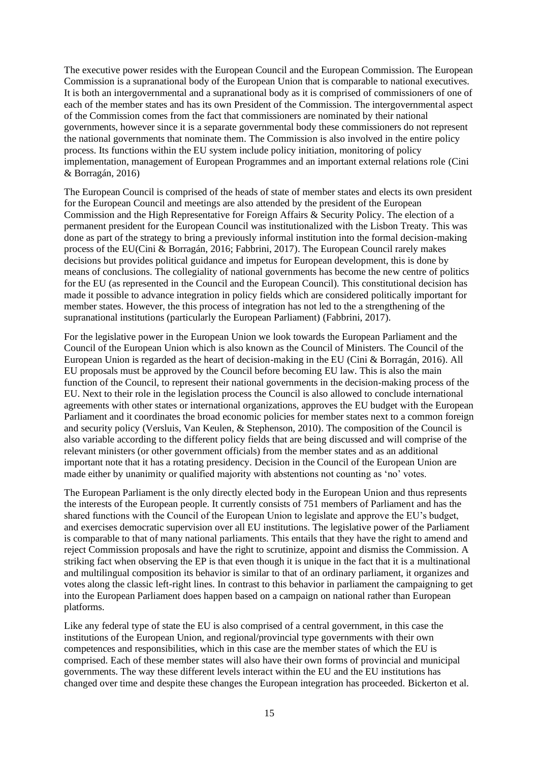The executive power resides with the European Council and the European Commission. The European Commission is a supranational body of the European Union that is comparable to national executives. It is both an intergovernmental and a supranational body as it is comprised of commissioners of one of each of the member states and has its own President of the Commission. The intergovernmental aspect of the Commission comes from the fact that commissioners are nominated by their national governments, however since it is a separate governmental body these commissioners do not represent the national governments that nominate them. The Commission is also involved in the entire policy process. Its functions within the EU system include policy initiation, monitoring of policy implementation, management of European Programmes and an important external relations role (Cini & Borragán, 2016)

The European Council is comprised of the heads of state of member states and elects its own president for the European Council and meetings are also attended by the president of the European Commission and the High Representative for Foreign Affairs & Security Policy. The election of a permanent president for the European Council was institutionalized with the Lisbon Treaty. This was done as part of the strategy to bring a previously informal institution into the formal decision-making process of the EU(Cini & Borragán, 2016; Fabbrini, 2017). The European Council rarely makes decisions but provides political guidance and impetus for European development, this is done by means of conclusions. The collegiality of national governments has become the new centre of politics for the EU (as represented in the Council and the European Council). This constitutional decision has made it possible to advance integration in policy fields which are considered politically important for member states. However, the this process of integration has not led to the a strengthening of the supranational institutions (particularly the European Parliament) (Fabbrini, 2017).

For the legislative power in the European Union we look towards the European Parliament and the Council of the European Union which is also known as the Council of Ministers. The Council of the European Union is regarded as the heart of decision-making in the EU (Cini & Borragán, 2016). All EU proposals must be approved by the Council before becoming EU law. This is also the main function of the Council, to represent their national governments in the decision-making process of the EU. Next to their role in the legislation process the Council is also allowed to conclude international agreements with other states or international organizations, approves the EU budget with the European Parliament and it coordinates the broad economic policies for member states next to a common foreign and security policy (Versluis, Van Keulen, & Stephenson, 2010). The composition of the Council is also variable according to the different policy fields that are being discussed and will comprise of the relevant ministers (or other government officials) from the member states and as an additional important note that it has a rotating presidency. Decision in the Council of the European Union are made either by unanimity or qualified majority with abstentions not counting as 'no' votes.

The European Parliament is the only directly elected body in the European Union and thus represents the interests of the European people. It currently consists of 751 members of Parliament and has the shared functions with the Council of the European Union to legislate and approve the EU's budget, and exercises democratic supervision over all EU institutions. The legislative power of the Parliament is comparable to that of many national parliaments. This entails that they have the right to amend and reject Commission proposals and have the right to scrutinize, appoint and dismiss the Commission. A striking fact when observing the EP is that even though it is unique in the fact that it is a multinational and multilingual composition its behavior is similar to that of an ordinary parliament, it organizes and votes along the classic left-right lines. In contrast to this behavior in parliament the campaigning to get into the European Parliament does happen based on a campaign on national rather than European platforms.

Like any federal type of state the EU is also comprised of a central government, in this case the institutions of the European Union, and regional/provincial type governments with their own competences and responsibilities, which in this case are the member states of which the EU is comprised. Each of these member states will also have their own forms of provincial and municipal governments. The way these different levels interact within the EU and the EU institutions has changed over time and despite these changes the European integration has proceeded. Bickerton et al.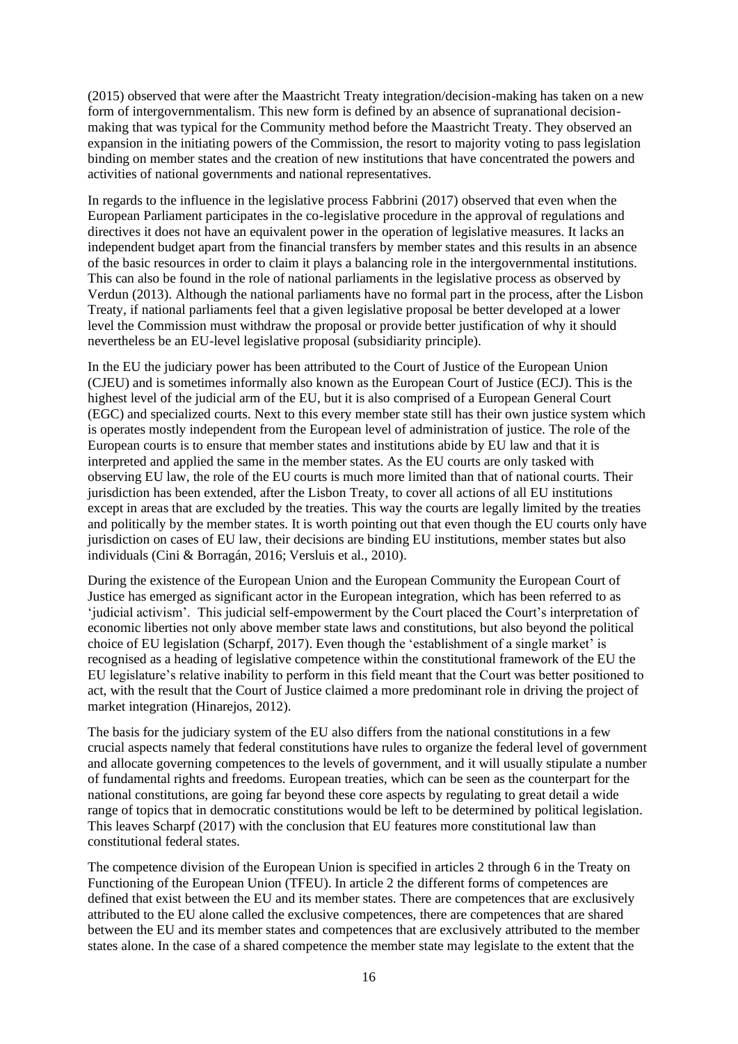(2015) observed that were after the Maastricht Treaty integration/decision-making has taken on a new form of intergovernmentalism. This new form is defined by an absence of supranational decision-making that was typical for the Community method before the Maastricht Treaty. They observed an expansion in the initiating powers of the Commission, the resort to majority voting to pass legislation binding on member states and the creation of new institutions that have concentrated the powers and activities of national governments and national representatives.

In regards to the influence in the legislative process Fabbrini (2017) observed that even when the European Parliament participates in the co-legislative procedure in the approval of regulations and directives it does not have an equivalent power in the operation of legislative measures. It lacks an independent budget apart from the financial transfers by member states and this results in an absence of the basic resources in order to claim it plays a balancing role in the intergovernmental institutions. This can also be found in the role of national parliaments in the legislative process as observed by Verdun (2013). Although the national parliaments have no formal part in the process, after the Lisbon Treaty, if national parliaments feel that a given legislative proposal be better developed at a lower level the Commission must withdraw the proposal or provide better justification of why it should nevertheless be an EU-level legislative proposal (subsidiarity principle).

In the EU the judiciary power has been attributed to the Court of Justice of the European Union (CJEU) and is sometimes informally also known as the European Court of Justice (ECJ). This is the highest level of the judicial arm of the EU, but it is also comprised of a European General Court (EGC) and specialized courts. Next to this every member state still has their own justice system which is operates mostly independent from the European level of administration of justice. The role of the European courts is to ensure that member states and institutions abide by EU law and that it is interpreted and applied the same in the member states. As the EU courts are only tasked with observing EU law, the role of the EU courts is much more limited than that of national courts. Their jurisdiction has been extended, after the Lisbon Treaty, to cover all actions of all EU institutions except in areas that are excluded by the treaties. This way the courts are legally limited by the treaties and politically by the member states. It is worth pointing out that even though the EU courts only have jurisdiction on cases of EU law, their decisions are binding EU institutions, member states but also individuals (Cini & Borragán, 2016; Versluis et al., 2010).

During the existence of the European Union and the European Community the European Court of Justice has emerged as significant actor in the European integration, which has been referred to as 'judicial activism'. This judicial self-empowerment by the Court placed the Court's interpretation of economic liberties not only above member state laws and constitutions, but also beyond the political choice of EU legislation (Scharpf, 2017). Even though the 'establishment of a single market' is recognised as a heading of legislative competence within the constitutional framework of the EU the EU legislature's relative inability to perform in this field meant that the Court was better positioned to act, with the result that the Court of Justice claimed a more predominant role in driving the project of market integration (Hinarejos, 2012).

The basis for the judiciary system of the EU also differs from the national constitutions in a few crucial aspects namely that federal constitutions have rules to organize the federal level of government and allocate governing competences to the levels of government, and it will usually stipulate a number of fundamental rights and freedoms. European treaties, which can be seen as the counterpart for the national constitutions, are going far beyond these core aspects by regulating to great detail a wide range of topics that in democratic constitutions would be left to be determined by political legislation. This leaves Scharpf (2017) with the conclusion that EU features more constitutional law than constitutional federal states.

The competence division of the European Union is specified in articles 2 through 6 in the Treaty on Functioning of the European Union (TFEU). In article 2 the different forms of competences are defined that exist between the EU and its member states. There are competences that are exclusively attributed to the EU alone called the exclusive competences, there are competences that are shared between the EU and its member states and competences that are exclusively attributed to the member states alone. In the case of a shared competence the member state may legislate to the extent that the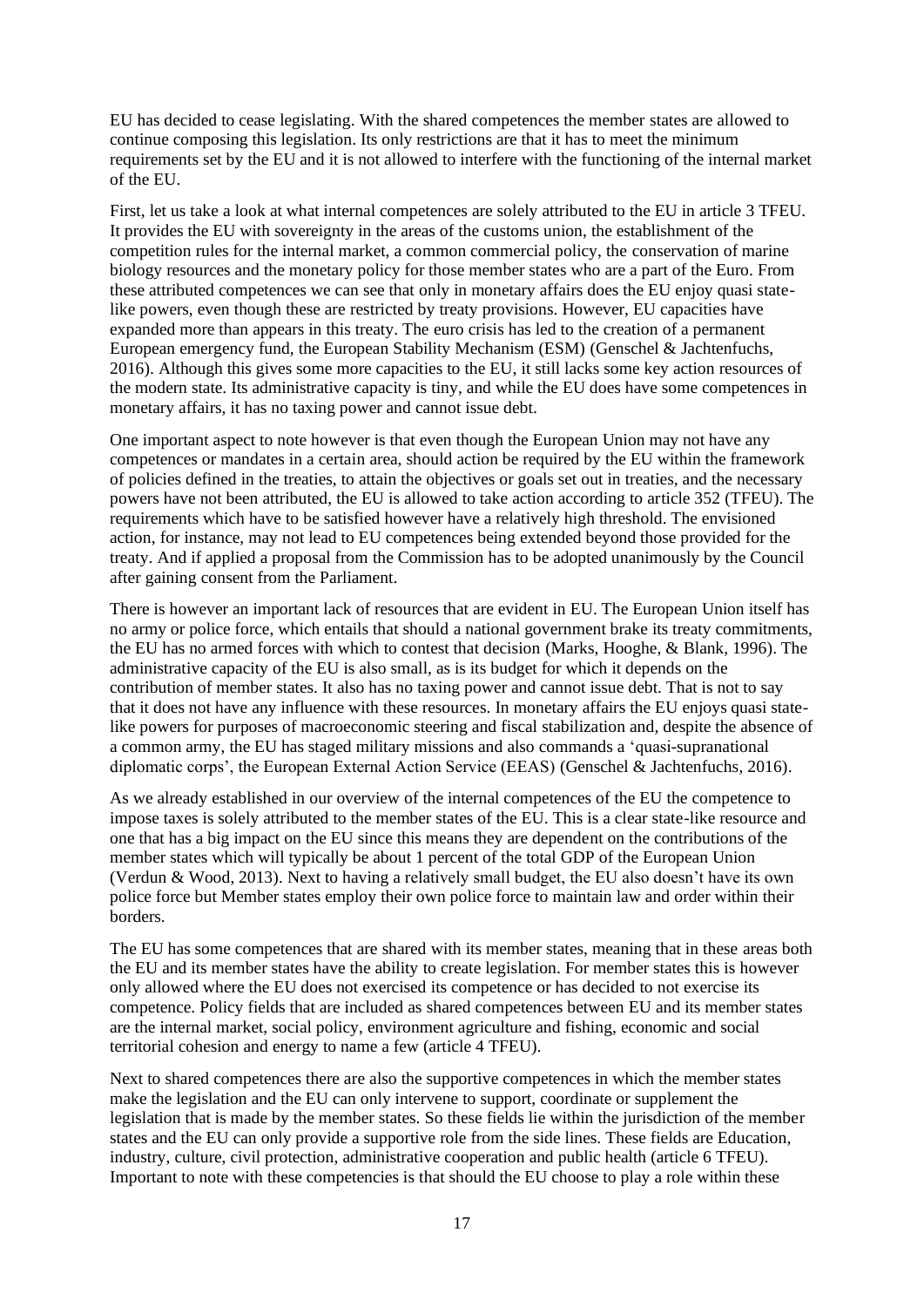EU has decided to cease legislating. With the shared competences the member states are allowed to continue composing this legislation. Its only restrictions are that it has to meet the minimum requirements set by the EU and it is not allowed to interfere with the functioning of the internal market of the EU.

First, let us take a look at what internal competences are solely attributed to the EU in article 3 TFEU. It provides the EU with sovereignty in the areas of the customs union, the establishment of the competition rules for the internal market, a common commercial policy, the conservation of marine biology resources and the monetary policy for those member states who are a part of the Euro. From these attributed competences we can see that only in monetary affairs does the EU enjoy quasi state-like powers, even though these are restricted by treaty provisions. However, EU capacities have expanded more than appears in this treaty. The euro crisis has led to the creation of a permanent European emergency fund, the European Stability Mechanism (ESM) (Genschel & Jachtenfuchs, 2016). Although this gives some more capacities to the EU, it still lacks some key action resources of the modern state. Its administrative capacity is tiny, and while the EU does have some competences in monetary affairs, it has no taxing power and cannot issue debt.

One important aspect to note however is that even though the European Union may not have any competences or mandates in a certain area, should action be required by the EU within the framework of policies defined in the treaties, to attain the objectives or goals set out in treaties, and the necessary powers have not been attributed, the EU is allowed to take action according to article 352 (TFEU). The requirements which have to be satisfied however have a relatively high threshold. The envisioned action, for instance, may not lead to EU competences being extended beyond those provided for the treaty. And if applied a proposal from the Commission has to be adopted unanimously by the Council after gaining consent from the Parliament.

There is however an important lack of resources that are evident in EU. The European Union itself has no army or police force, which entails that should a national government brake its treaty commitments, the EU has no armed forces with which to contest that decision (Marks, Hooghe, & Blank, 1996). The administrative capacity of the EU is also small, as is its budget for which it depends on the contribution of member states. It also has no taxing power and cannot issue debt. That is not to say that it does not have any influence with these resources. In monetary affairs the EU enjoys quasi state-like powers for purposes of macroeconomic steering and fiscal stabilization and, despite the absence of a common army, the EU has staged military missions and also commands a 'quasi-supranational diplomatic corps', the European External Action Service (EEAS) (Genschel & Jachtenfuchs, 2016).

As we already established in our overview of the internal competences of the EU the competence to impose taxes is solely attributed to the member states of the EU. This is a clear state-like resource and one that has a big impact on the EU since this means they are dependent on the contributions of the member states which will typically be about 1 percent of the total GDP of the European Union (Verdun & Wood, 2013). Next to having a relatively small budget, the EU also doesn't have its own police force but Member states employ their own police force to maintain law and order within their borders.

The EU has some competences that are shared with its member states, meaning that in these areas both the EU and its member states have the ability to create legislation. For member states this is however only allowed where the EU does not exercised its competence or has decided to not exercise its competence. Policy fields that are included as shared competences between EU and its member states are the internal market, social policy, environment agriculture and fishing, economic and social territorial cohesion and energy to name a few (article 4 TFEU).

Next to shared competences there are also the supportive competences in which the member states make the legislation and the EU can only intervene to support, coordinate or supplement the legislation that is made by the member states. So these fields lie within the jurisdiction of the member states and the EU can only provide a supportive role from the side lines. These fields are Education, industry, culture, civil protection, administrative cooperation and public health (article 6 TFEU). Important to note with these competencies is that should the EU choose to play a role within these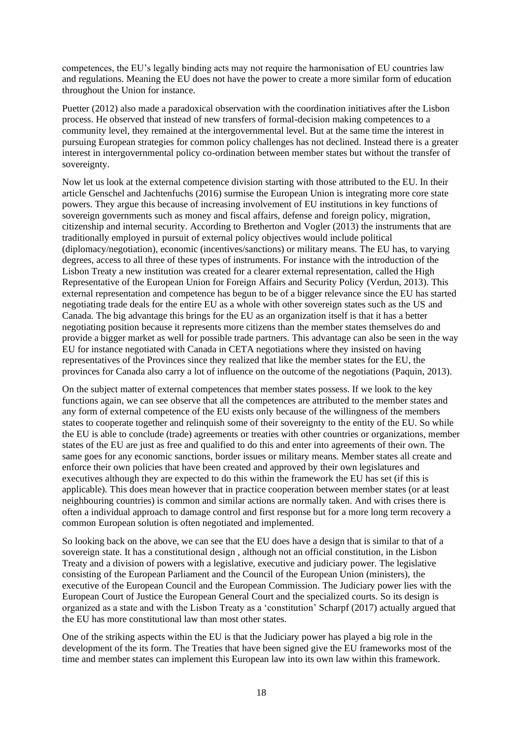competences, the EU's legally binding acts may not require the harmonisation of EU countries law and regulations. Meaning the EU does not have the power to create a more similar form of education throughout the Union for instance.

Puetter (2012) also made a paradoxical observation with the coordination initiatives after the Lisbon process. He observed that instead of new transfers of formal-decision making competences to a community level, they remained at the intergovernmental level. But at the same time the interest in pursuing European strategies for common policy challenges has not declined. Instead there is a greater interest in intergovernmental policy co-ordination between member states but without the transfer of sovereignty.

Now let us look at the external competence division starting with those attributed to the EU. In their article Genschel and Jachtenfuchs (2016) surmise the European Union is integrating more core state powers. They argue this because of increasing involvement of EU institutions in key functions of sovereign governments such as money and fiscal affairs, defense and foreign policy, migration, citizenship and internal security. According to Bretherton and Vogler (2013) the instruments that are traditionally employed in pursuit of external policy objectives would include political (diplomacy/negotiation), economic (incentives/sanctions) or military means. The EU has, to varying degrees, access to all three of these types of instruments. For instance with the introduction of the Lisbon Treaty a new institution was created for a clearer external representation, called the High Representative of the European Union for Foreign Affairs and Security Policy (Verdun, 2013). This external representation and competence has begun to be of a bigger relevance since the EU has started negotiating trade deals for the entire EU as a whole with other sovereign states such as the US and Canada. The big advantage this brings for the EU as an organization itself is that it has a better negotiating position because it represents more citizens than the member states themselves do and provide a bigger market as well for possible trade partners. This advantage can also be seen in the way EU for instance negotiated with Canada in CETA negotiations where they insisted on having representatives of the Provinces since they realized that like the member states for the EU, the provinces for Canada also carry a lot of influence on the outcome of the negotiations (Paquin, 2013).

On the subject matter of external competences that member states possess. If we look to the key functions again, we can see observe that all the competences are attributed to the member states and any form of external competence of the EU exists only because of the willingness of the members states to cooperate together and relinquish some of their sovereignty to the entity of the EU. So while the EU is able to conclude (trade) agreements or treaties with other countries or organizations, member states of the EU are just as free and qualified to do this and enter into agreements of their own. The same goes for any economic sanctions, border issues or military means. Member states all create and enforce their own policies that have been created and approved by their own legislatures and executives although they are expected to do this within the framework the EU has set (if this is applicable). This does mean however that in practice cooperation between member states (or at least neighbouring countries) is common and similar actions are normally taken. And with crises there is often a individual approach to damage control and first response but for a more long term recovery a common European solution is often negotiated and implemented.

So looking back on the above, we can see that the EU does have a design that is similar to that of a sovereign state. It has a constitutional design , although not an official constitution, in the Lisbon Treaty and a division of powers with a legislative, executive and judiciary power. The legislative consisting of the European Parliament and the Council of the European Union (ministers), the executive of the European Council and the European Commission. The Judiciary power lies with the European Court of Justice the European General Court and the specialized courts. So its design is organized as a state and with the Lisbon Treaty as a 'constitution' Scharpf (2017) actually argued that the EU has more constitutional law than most other states.

One of the striking aspects within the EU is that the Judiciary power has played a big role in the development of the its form. The Treaties that have been signed give the EU frameworks most of the time and member states can implement this European law into its own law within this framework.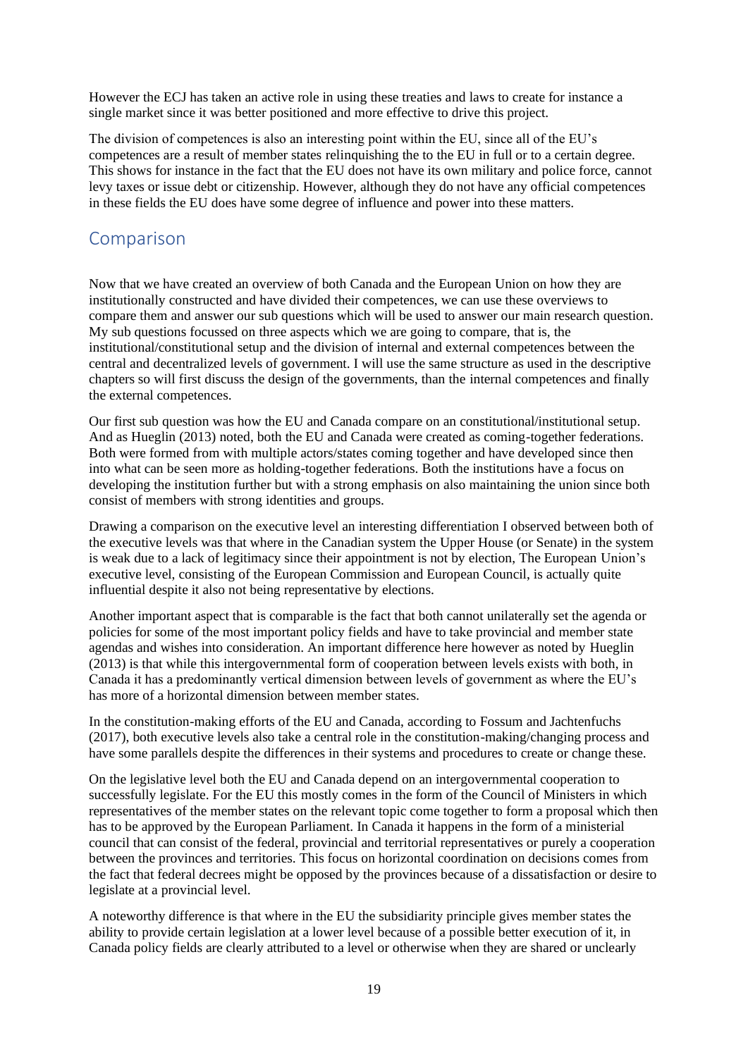However the ECJ has taken an active role in using these treaties and laws to create for instance a single market since it was better positioned and more effective to drive this project.

The division of competences is also an interesting point within the EU, since all of the EU's competences are a result of member states relinquishing the to the EU in full or to a certain degree. This shows for instance in the fact that the EU does not have its own military and police force, cannot levy taxes or issue debt or citizenship. However, although they do not have any official competences in these fields the EU does have some degree of influence and power into these matters.

## Comparison

Now that we have created an overview of both Canada and the European Union on how they are institutionally constructed and have divided their competences, we can use these overviews to compare them and answer our sub questions which will be used to answer our main research question. My sub questions focussed on three aspects which we are going to compare, that is, the institutional/constitutional setup and the division of internal and external competences between the central and decentralized levels of government. I will use the same structure as used in the descriptive chapters so will first discuss the design of the governments, than the internal competences and finally the external competences.

Our first sub question was how the EU and Canada compare on an constitutional/institutional setup. And as Hueglin (2013) noted, both the EU and Canada were created as coming-together federations. Both were formed from with multiple actors/states coming together and have developed since then into what can be seen more as holding-together federations. Both the institutions have a focus on developing the institution further but with a strong emphasis on also maintaining the union since both consist of members with strong identities and groups.

Drawing a comparison on the executive level an interesting differentiation I observed between both of the executive levels was that where in the Canadian system the Upper House (or Senate) in the system is weak due to a lack of legitimacy since their appointment is not by election, The European Union's executive level, consisting of the European Commission and European Council, is actually quite influential despite it also not being representative by elections.

Another important aspect that is comparable is the fact that both cannot unilaterally set the agenda or policies for some of the most important policy fields and have to take provincial and member state agendas and wishes into consideration. An important difference here however as noted by Hueglin (2013) is that while this intergovernmental form of cooperation between levels exists with both, in Canada it has a predominantly vertical dimension between levels of government as where the EU's has more of a horizontal dimension between member states.

In the constitution-making efforts of the EU and Canada, according to Fossum and Jachtenfuchs (2017), both executive levels also take a central role in the constitution-making/changing process and have some parallels despite the differences in their systems and procedures to create or change these.

On the legislative level both the EU and Canada depend on an intergovernmental cooperation to successfully legislate. For the EU this mostly comes in the form of the Council of Ministers in which representatives of the member states on the relevant topic come together to form a proposal which then has to be approved by the European Parliament. In Canada it happens in the form of a ministerial council that can consist of the federal, provincial and territorial representatives or purely a cooperation between the provinces and territories. This focus on horizontal coordination on decisions comes from the fact that federal decrees might be opposed by the provinces because of a dissatisfaction or desire to legislate at a provincial level.

A noteworthy difference is that where in the EU the subsidiarity principle gives member states the ability to provide certain legislation at a lower level because of a possible better execution of it, in Canada policy fields are clearly attributed to a level or otherwise when they are shared or unclearly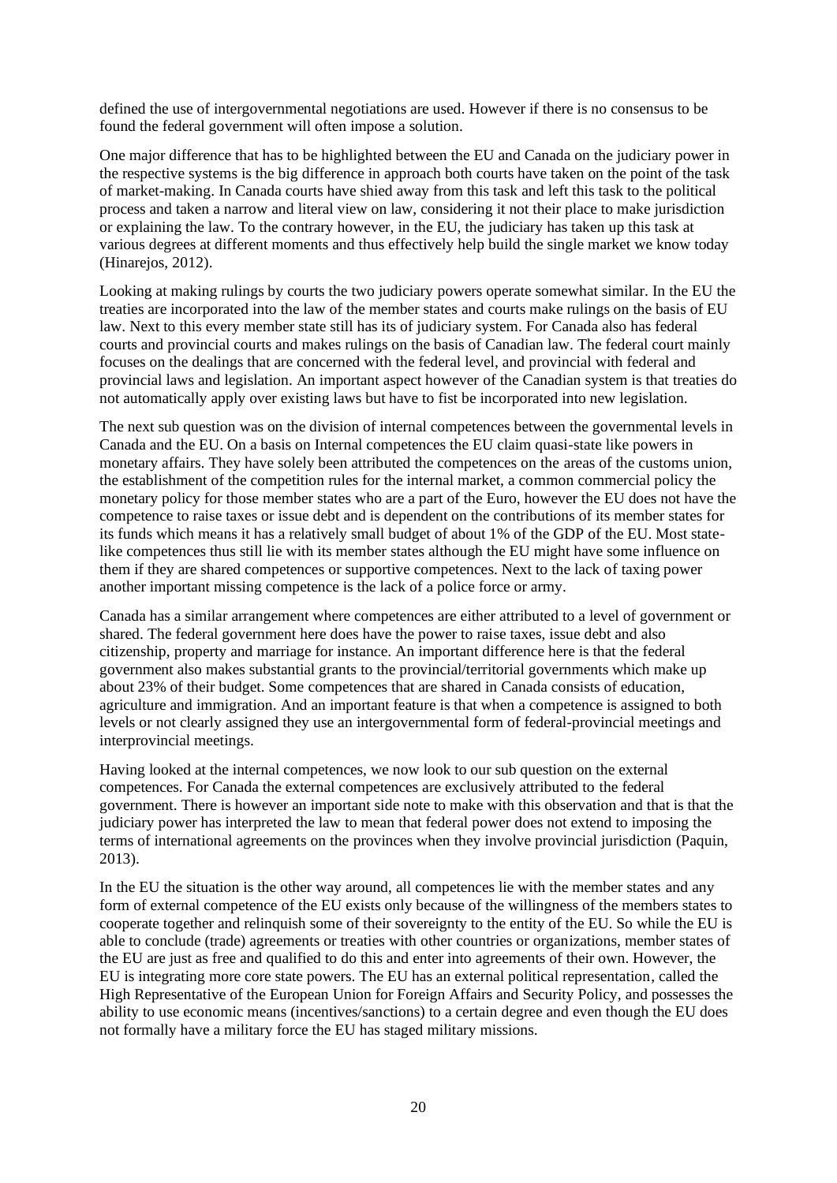defined the use of intergovernmental negotiations are used. However if there is no consensus to be found the federal government will often impose a solution.

One major difference that has to be highlighted between the EU and Canada on the judiciary power in the respective systems is the big difference in approach both courts have taken on the point of the task of market-making. In Canada courts have shied away from this task and left this task to the political process and taken a narrow and literal view on law, considering it not their place to make jurisdiction or explaining the law. To the contrary however, in the EU, the judiciary has taken up this task at various degrees at different moments and thus effectively help build the single market we know today (Hinarejos, 2012).

Looking at making rulings by courts the two judiciary powers operate somewhat similar. In the EU the treaties are incorporated into the law of the member states and courts make rulings on the basis of EU law. Next to this every member state still has its of judiciary system. For Canada also has federal courts and provincial courts and makes rulings on the basis of Canadian law. The federal court mainly focuses on the dealings that are concerned with the federal level, and provincial with federal and provincial laws and legislation. An important aspect however of the Canadian system is that treaties do not automatically apply over existing laws but have to fist be incorporated into new legislation.

The next sub question was on the division of internal competences between the governmental levels in Canada and the EU. On a basis on Internal competences the EU claim quasi-state like powers in monetary affairs. They have solely been attributed the competences on the areas of the customs union, the establishment of the competition rules for the internal market, a common commercial policy the monetary policy for those member states who are a part of the Euro, however the EU does not have the competence to raise taxes or issue debt and is dependent on the contributions of its member states for its funds which means it has a relatively small budget of about 1% of the GDP of the EU. Most state-like competences thus still lie with its member states although the EU might have some influence on them if they are shared competences or supportive competences. Next to the lack of taxing power another important missing competence is the lack of a police force or army.

Canada has a similar arrangement where competences are either attributed to a level of government or shared. The federal government here does have the power to raise taxes, issue debt and also citizenship, property and marriage for instance. An important difference here is that the federal government also makes substantial grants to the provincial/territorial governments which make up about 23% of their budget. Some competences that are shared in Canada consists of education, agriculture and immigration. And an important feature is that when a competence is assigned to both levels or not clearly assigned they use an intergovernmental form of federal-provincial meetings and interprovincial meetings.

Having looked at the internal competences, we now look to our sub question on the external competences. For Canada the external competences are exclusively attributed to the federal government. There is however an important side note to make with this observation and that is that the judiciary power has interpreted the law to mean that federal power does not extend to imposing the terms of international agreements on the provinces when they involve provincial jurisdiction (Paquin, 2013).

In the EU the situation is the other way around, all competences lie with the member states and any form of external competence of the EU exists only because of the willingness of the members states to cooperate together and relinquish some of their sovereignty to the entity of the EU. So while the EU is able to conclude (trade) agreements or treaties with other countries or organizations, member states of the EU are just as free and qualified to do this and enter into agreements of their own. However, the EU is integrating more core state powers. The EU has an external political representation, called the High Representative of the European Union for Foreign Affairs and Security Policy, and possesses the ability to use economic means (incentives/sanctions) to a certain degree and even though the EU does not formally have a military force the EU has staged military missions.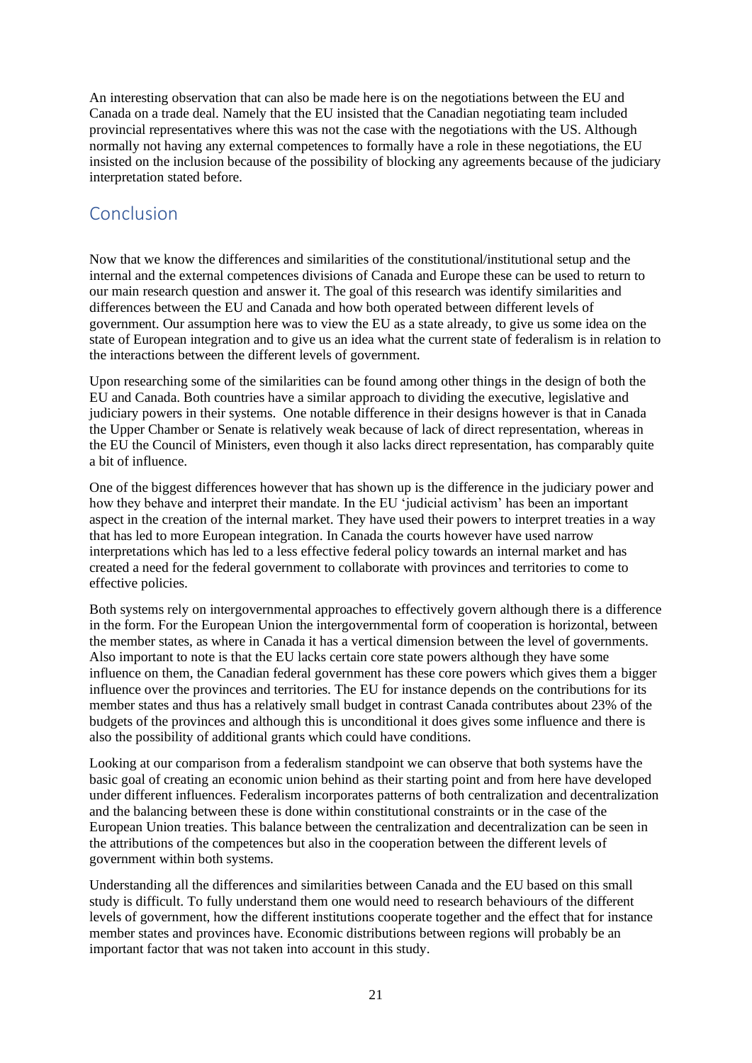An interesting observation that can also be made here is on the negotiations between the EU and Canada on a trade deal. Namely that the EU insisted that the Canadian negotiating team included provincial representatives where this was not the case with the negotiations with the US. Although normally not having any external competences to formally have a role in these negotiations, the EU insisted on the inclusion because of the possibility of blocking any agreements because of the judiciary interpretation stated before.

## Conclusion

Now that we know the differences and similarities of the constitutional/institutional setup and the internal and the external competences divisions of Canada and Europe these can be used to return to our main research question and answer it. The goal of this research was identify similarities and differences between the EU and Canada and how both operated between different levels of government. Our assumption here was to view the EU as a state already, to give us some idea on the state of European integration and to give us an idea what the current state of federalism is in relation to the interactions between the different levels of government.

Upon researching some of the similarities can be found among other things in the design of both the EU and Canada. Both countries have a similar approach to dividing the executive, legislative and judiciary powers in their systems. One notable difference in their designs however is that in Canada the Upper Chamber or Senate is relatively weak because of lack of direct representation, whereas in the EU the Council of Ministers, even though it also lacks direct representation, has comparably quite a bit of influence.

One of the biggest differences however that has shown up is the difference in the judiciary power and how they behave and interpret their mandate. In the EU 'judicial activism' has been an important aspect in the creation of the internal market. They have used their powers to interpret treaties in a way that has led to more European integration. In Canada the courts however have used narrow interpretations which has led to a less effective federal policy towards an internal market and has created a need for the federal government to collaborate with provinces and territories to come to effective policies.

Both systems rely on intergovernmental approaches to effectively govern although there is a difference in the form. For the European Union the intergovernmental form of cooperation is horizontal, between the member states, as where in Canada it has a vertical dimension between the level of governments. Also important to note is that the EU lacks certain core state powers although they have some influence on them, the Canadian federal government has these core powers which gives them a bigger influence over the provinces and territories. The EU for instance depends on the contributions for its member states and thus has a relatively small budget in contrast Canada contributes about 23% of the budgets of the provinces and although this is unconditional it does gives some influence and there is also the possibility of additional grants which could have conditions.

Looking at our comparison from a federalism standpoint we can observe that both systems have the basic goal of creating an economic union behind as their starting point and from here have developed under different influences. Federalism incorporates patterns of both centralization and decentralization and the balancing between these is done within constitutional constraints or in the case of the European Union treaties. This balance between the centralization and decentralization can be seen in the attributions of the competences but also in the cooperation between the different levels of government within both systems.

Understanding all the differences and similarities between Canada and the EU based on this small study is difficult. To fully understand them one would need to research behaviours of the different levels of government, how the different institutions cooperate together and the effect that for instance member states and provinces have. Economic distributions between regions will probably be an important factor that was not taken into account in this study.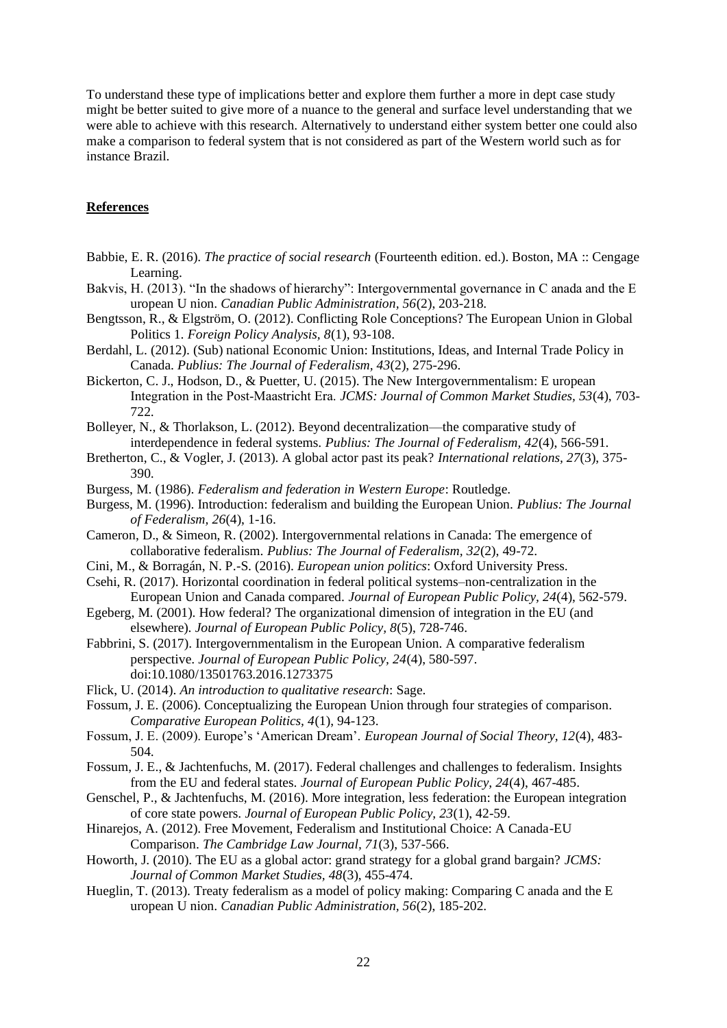To understand these type of implications better and explore them further a more in dept case study might be better suited to give more of a nuance to the general and surface level understanding that we were able to achieve with this research. Alternatively to understand either system better one could also make a comparison to federal system that is not considered as part of the Western world such as for instance Brazil.

## **References**

Babbie, E. R. (2016). *The practice of social research* (Fourteenth edition. ed.). Boston, MA :: Cengage Learning.

Bakvis, H. (2013). "In the shadows of hierarchy": Intergovernmental governance in C anada and the E uropean U nion. *Canadian Public Administration, 56*(2), 203-218.

Bengtsson, R., & Elgström, O. (2012). Conflicting Role Conceptions? The European Union in Global Politics 1. *Foreign Policy Analysis, 8*(1), 93-108.

Berdahl, L. (2012). (Sub) national Economic Union: Institutions, Ideas, and Internal Trade Policy in Canada. *Publius: The Journal of Federalism, 43*(2), 275-296.

Bickerton, C. J., Hodson, D., & Puetter, U. (2015). The New Intergovernmentalism: E uropean Integration in the Post-Maastricht Era. *JCMS: Journal of Common Market Studies, 53*(4), 703-722.

Bolleyer, N., & Thorlakson, L. (2012). Beyond decentralization—the comparative study of interdependence in federal systems. *Publius: The Journal of Federalism, 42*(4), 566-591.

Bretherton, C., & Vogler, J. (2013). A global actor past its peak? *International relations, 27*(3), 375-390.

Burgess, M. (1986). *Federalism and federation in Western Europe*: Routledge.

Burgess, M. (1996). Introduction: federalism and building the European Union. *Publius: The Journal of Federalism, 26*(4), 1-16.

Cameron, D., & Simeon, R. (2002). Intergovernmental relations in Canada: The emergence of collaborative federalism. *Publius: The Journal of Federalism, 32*(2), 49-72.

Cini, M., & Borragán, N. P.-S. (2016). *European union politics*: Oxford University Press.

Csehi, R. (2017). Horizontal coordination in federal political systems–non-centralization in the European Union and Canada compared. *Journal of European Public Policy, 24*(4), 562-579.

Egeberg, M. (2001). How federal? The organizational dimension of integration in the EU (and elsewhere). *Journal of European Public Policy, 8*(5), 728-746.

Fabbrini, S. (2017). Intergovernmentalism in the European Union. A comparative federalism perspective. *Journal of European Public Policy, 24*(4), 580-597. doi:10.1080/13501763.2016.1273375

Flick, U. (2014). *An introduction to qualitative research*: Sage.

Fossum, J. E. (2006). Conceptualizing the European Union through four strategies of comparison. *Comparative European Politics, 4*(1), 94-123.

Fossum, J. E. (2009). Europe's 'American Dream'. *European Journal of Social Theory, 12*(4), 483-504.

Fossum, J. E., & Jachtenfuchs, M. (2017). Federal challenges and challenges to federalism. Insights from the EU and federal states. *Journal of European Public Policy, 24*(4), 467-485.

Genschel, P., & Jachtenfuchs, M. (2016). More integration, less federation: the European integration of core state powers. *Journal of European Public Policy, 23*(1), 42-59.

Hinarejos, A. (2012). Free Movement, Federalism and Institutional Choice: A Canada-EU Comparison. *The Cambridge Law Journal, 71*(3), 537-566.

Howorth, J. (2010). The EU as a global actor: grand strategy for a global grand bargain? *JCMS: Journal of Common Market Studies, 48*(3), 455-474.

Hueglin, T. (2013). Treaty federalism as a model of policy making: Comparing C anada and the E uropean U nion. *Canadian Public Administration, 56*(2), 185-202.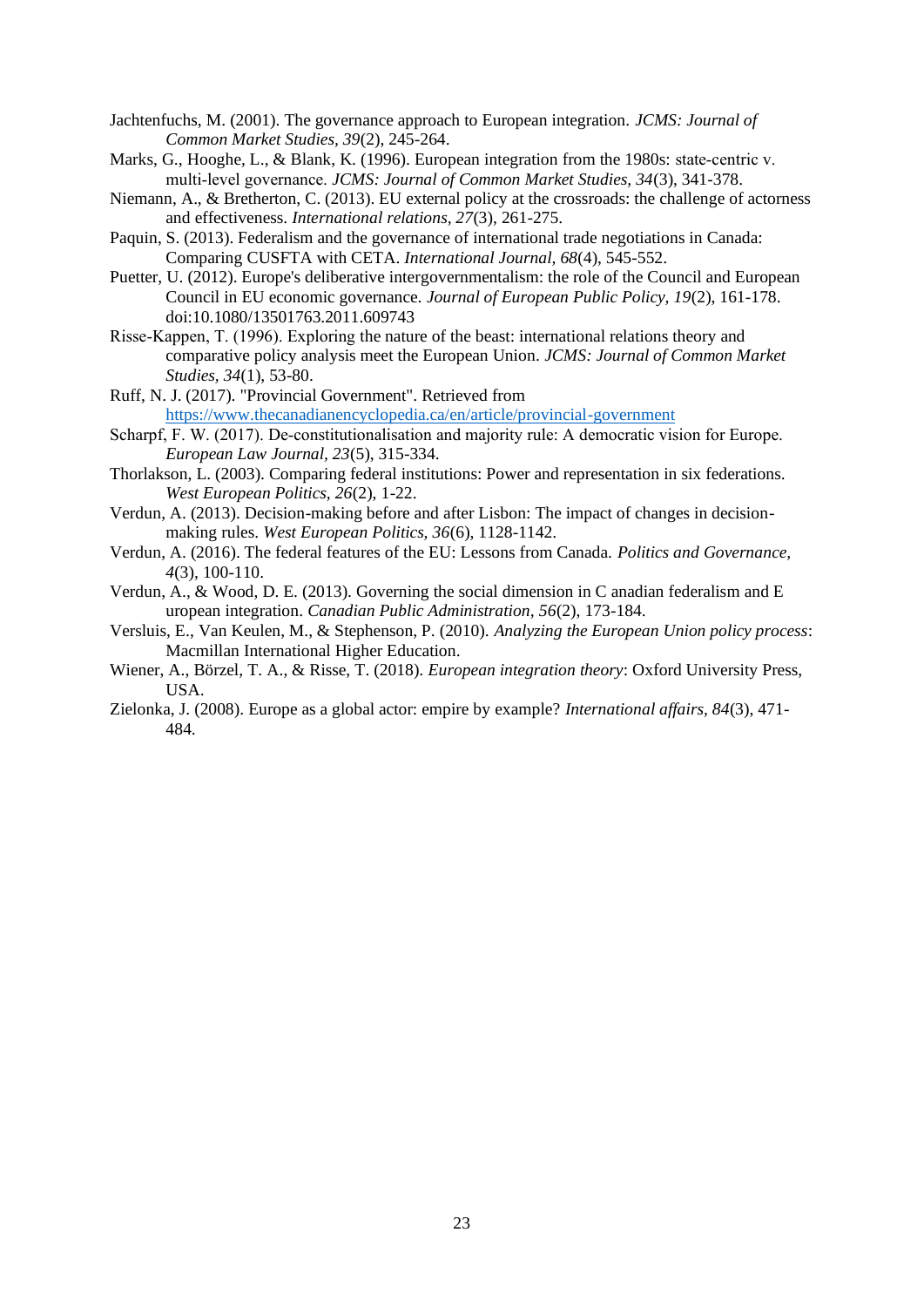Jachtenfuchs, M. (2001). The governance approach to European integration. *JCMS: Journal of Common Market Studies, 39*(2), 245-264.

Marks, G., Hooghe, L., & Blank, K. (1996). European integration from the 1980s: state-centric v. multi-level governance. *JCMS: Journal of Common Market Studies, 34*(3), 341-378.

Niemann, A., & Bretherton, C. (2013). EU external policy at the crossroads: the challenge of actorness and effectiveness. *International relations, 27*(3), 261-275.

Paquin, S. (2013). Federalism and the governance of international trade negotiations in Canada: Comparing CUSFTA with CETA. *International Journal, 68*(4), 545-552.

Puetter, U. (2012). Europe's deliberative intergovernmentalism: the role of the Council and European Council in EU economic governance. *Journal of European Public Policy, 19*(2), 161-178. doi:10.1080/13501763.2011.609743

Risse-Kappen, T. (1996). Exploring the nature of the beast: international relations theory and comparative policy analysis meet the European Union. *JCMS: Journal of Common Market Studies, 34*(1), 53-80.

Ruff, N. J. (2017). "Provincial Government". Retrieved from https://www.thecanadianencyclopedia.ca/en/article/provincial-government

Scharpf, F. W. (2017). De-constitutionalisation and majority rule: A democratic vision for Europe. *European Law Journal, 23*(5), 315-334.

Thorlakson, L. (2003). Comparing federal institutions: Power and representation in six federations. *West European Politics, 26*(2), 1-22.

Verdun, A. (2013). Decision-making before and after Lisbon: The impact of changes in decision-making rules. *West European Politics, 36*(6), 1128-1142.

Verdun, A. (2016). The federal features of the EU: Lessons from Canada. *Politics and Governance, 4*(3), 100-110.

Verdun, A., & Wood, D. E. (2013). Governing the social dimension in C anadian federalism and E uropean integration. *Canadian Public Administration, 56*(2), 173-184.

Versluis, E., Van Keulen, M., & Stephenson, P. (2010). *Analyzing the European Union policy process*: Macmillan International Higher Education.

Wiener, A., Börzel, T. A., & Risse, T. (2018). *European integration theory*: Oxford University Press, USA.

Zielonka, J. (2008). Europe as a global actor: empire by example? *International affairs, 84*(3), 471-484.